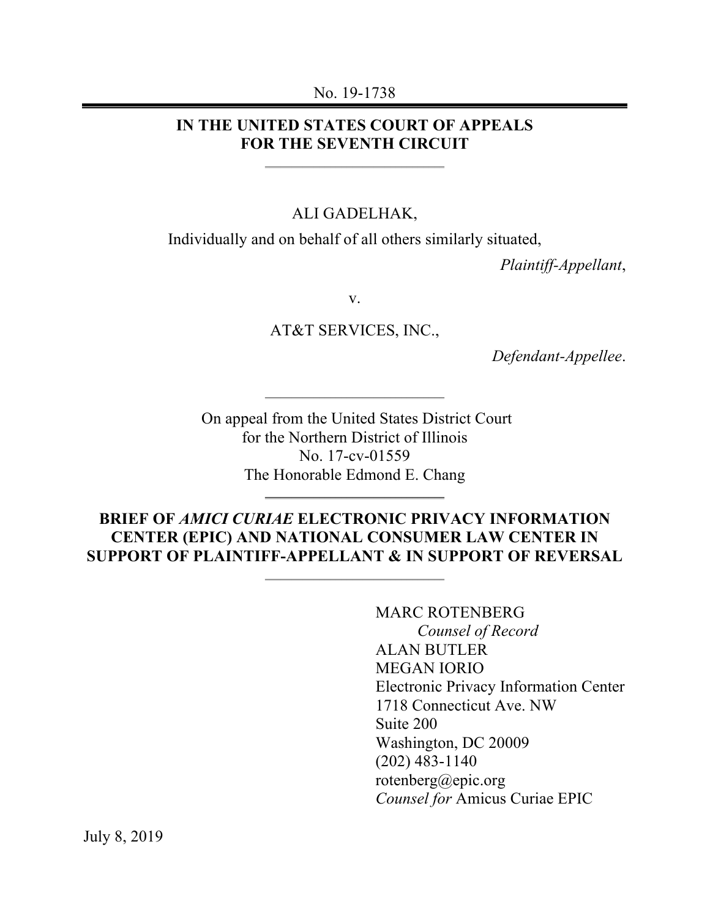No. 19-1738

# IN THE UNITED STATES COURT OF APPEALS FOR THE SEVENTH CIRCUIT

ALI GADELHAK,

Individually and on behalf of all others similarly situated,

*Plaintiff-Appellant*,

v.

AT&T SERVICES, INC.,

*Defendant-Appellee*.

On appeal from the United States District Court
for the Northern District of Illinois
No. 17-cv-01559
The Honorable Edmond E. Chang

## BRIEF OF *AMICI CURIAE* ELECTRONIC PRIVACY INFORMATION CENTER (EPIC) AND NATIONAL CONSUMER LAW CENTER IN SUPPORT OF PLAINTIFF-APPELLANT & IN SUPPORT OF REVERSAL

MARC ROTENBERG
*Counsel of Record*
ALAN BUTLER
MEGAN IORIO
Electronic Privacy Information Center
1718 Connecticut Ave. NW
Suite 200
Washington, DC 20009
(202) 483-1140
rotenberg@epic.org
*Counsel for* Amicus Curiae EPIC

July 8, 2019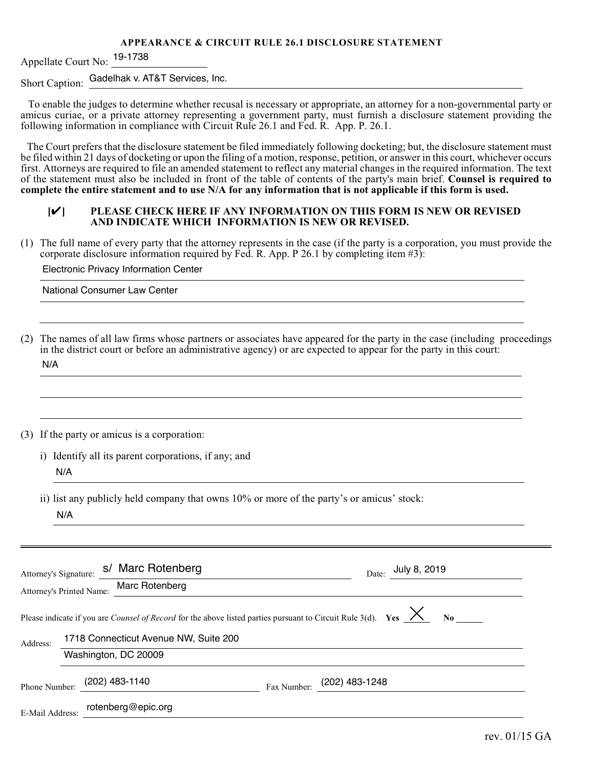**APPEARANCE & CIRCUIT RULE 26.1 DISCLOSURE STATEMENT**

Appellate Court No: 19-1738

Short Caption: Gadelhak v. AT&T Services, Inc.

To enable the judges to determine whether recusal is necessary or appropriate, an attorney for a non-governmental party or amicus curiae, or a private attorney representing a government party, must furnish a disclosure statement providing the following information in compliance with Circuit Rule 26.1 and Fed. R. App. P. 26.1.

The Court prefers that the disclosure statement be filed immediately following docketing; but, the disclosure statement must be filed within 21 days of docketing or upon the filing of a motion, response, petition, or answer in this court, whichever occurs first. Attorneys are required to file an amended statement to reflect any material changes in the required information. The text of the statement must also be included in front of the table of contents of the party's main brief. **Counsel is required to complete the entire statement and to use N/A for any information that is not applicable if this form is used.**

**[✔] PLEASE CHECK HERE IF ANY INFORMATION ON THIS FORM IS NEW OR REVISED AND INDICATE WHICH INFORMATION IS NEW OR REVISED.**

(1) The full name of every party that the attorney represents in the case (if the party is a corporation, you must provide the corporate disclosure information required by Fed. R. App. P 26.1 by completing item #3):

Electronic Privacy Information Center

National Consumer Law Center

(2) The names of all law firms whose partners or associates have appeared for the party in the case (including proceedings in the district court or before an administrative agency) or are expected to appear for the party in this court:

N/A

(3) If the party or amicus is a corporation:

i) Identify all its parent corporations, if any; and

N/A

ii) list any publicly held company that owns 10% or more of the party's or amicus' stock:

N/A

---

Attorney's Signature: s/ Marc Rotenberg    Date: July 8, 2019

Attorney's Printed Name: Marc Rotenberg

Please indicate if you are *Counsel of Record* for the above listed parties pursuant to Circuit Rule 3(d). **Yes** X **No** ____

Address: 1718 Connecticut Avenue NW, Suite 200
Washington, DC 20009

Phone Number: (202) 483-1140    Fax Number: (202) 483-1248

E-Mail Address: rotenberg@epic.org

rev. 01/15 GA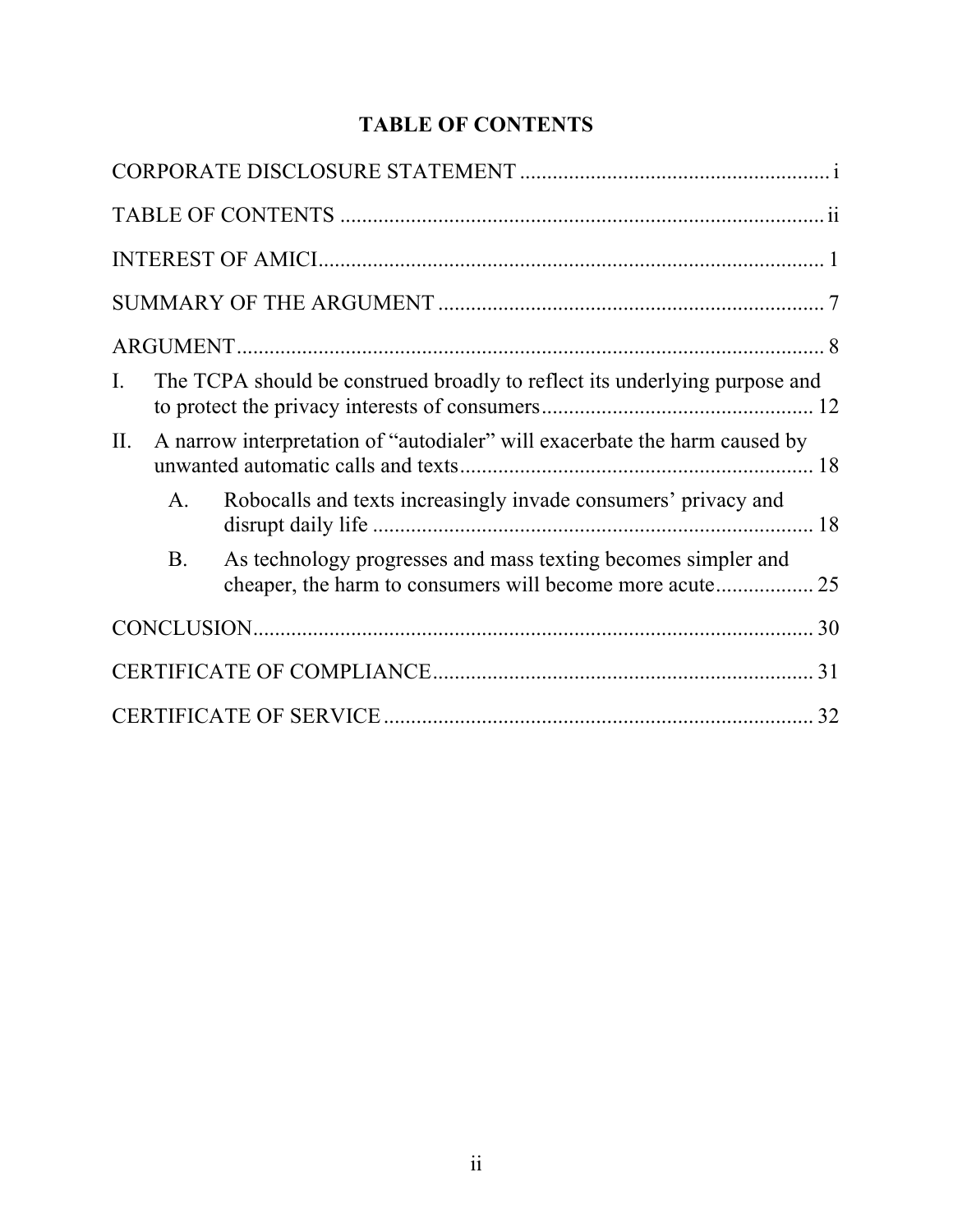# TABLE OF CONTENTS

CORPORATE DISCLOSURE STATEMENT ........................................................ i

TABLE OF CONTENTS ........................................................................................ ii

INTEREST OF AMICI............................................................................................ 1

SUMMARY OF THE ARGUMENT ...................................................................... 7

ARGUMENT............................................................................................................ 8

I. The TCPA should be construed broadly to reflect its underlying purpose and to protect the privacy interests of consumers.................................................. 12

II. A narrow interpretation of "autodialer" will exacerbate the harm caused by unwanted automatic calls and texts................................................................. 18

   A. Robocalls and texts increasingly invade consumers' privacy and disrupt daily life ................................................................................. 18

   B. As technology progresses and mass texting becomes simpler and cheaper, the harm to consumers will become more acute.................. 25

CONCLUSION....................................................................................................... 30

CERTIFICATE OF COMPLIANCE...................................................................... 31

CERTIFICATE OF SERVICE ............................................................................... 32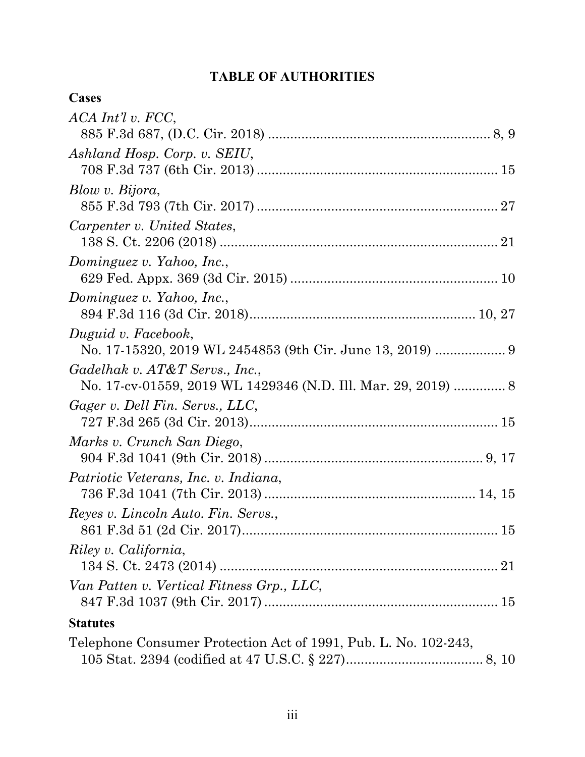# TABLE OF AUTHORITIES

## Cases

*ACA Int'l v. FCC*,
885 F.3d 687, (D.C. Cir. 2018) ............................................................ 8, 9

*Ashland Hosp. Corp. v. SEIU*,
708 F.3d 737 (6th Cir. 2013) ................................................................ 15

*Blow v. Bijora*,
855 F.3d 793 (7th Cir. 2017) ................................................................ 27

*Carpenter v. United States*,
138 S. Ct. 2206 (2018) .......................................................................... 21

*Dominguez v. Yahoo, Inc.*,
629 Fed. Appx. 369 (3d Cir. 2015) ........................................................ 10

*Dominguez v. Yahoo, Inc.*,
894 F.3d 116 (3d Cir. 2018)............................................................. 10, 27

*Duguid v. Facebook*,
No. 17-15320, 2019 WL 2454853 (9th Cir. June 13, 2019) .................. 9

*Gadelhak v. AT&T Servs., Inc.*,
No. 17-cv-01559, 2019 WL 1429346 (N.D. Ill. Mar. 29, 2019) ............. 8

*Gager v. Dell Fin. Servs., LLC*,
727 F.3d 265 (3d Cir. 2013).................................................................. 15

*Marks v. Crunch San Diego*,
904 F.3d 1041 (9th Cir. 2018) ........................................................... 9, 17

*Patriotic Veterans, Inc. v. Indiana*,
736 F.3d 1041 (7th Cir. 2013) ......................................................... 14, 15

*Reyes v. Lincoln Auto. Fin. Servs.*,
861 F.3d 51 (2d Cir. 2017).................................................................... 15

*Riley v. California*,
134 S. Ct. 2473 (2014) .......................................................................... 21

*Van Patten v. Vertical Fitness Grp., LLC*,
847 F.3d 1037 (9th Cir. 2017) .............................................................. 15

## Statutes

Telephone Consumer Protection Act of 1991, Pub. L. No. 102-243,
105 Stat. 2394 (codified at 47 U.S.C. § 227).................................... 8, 10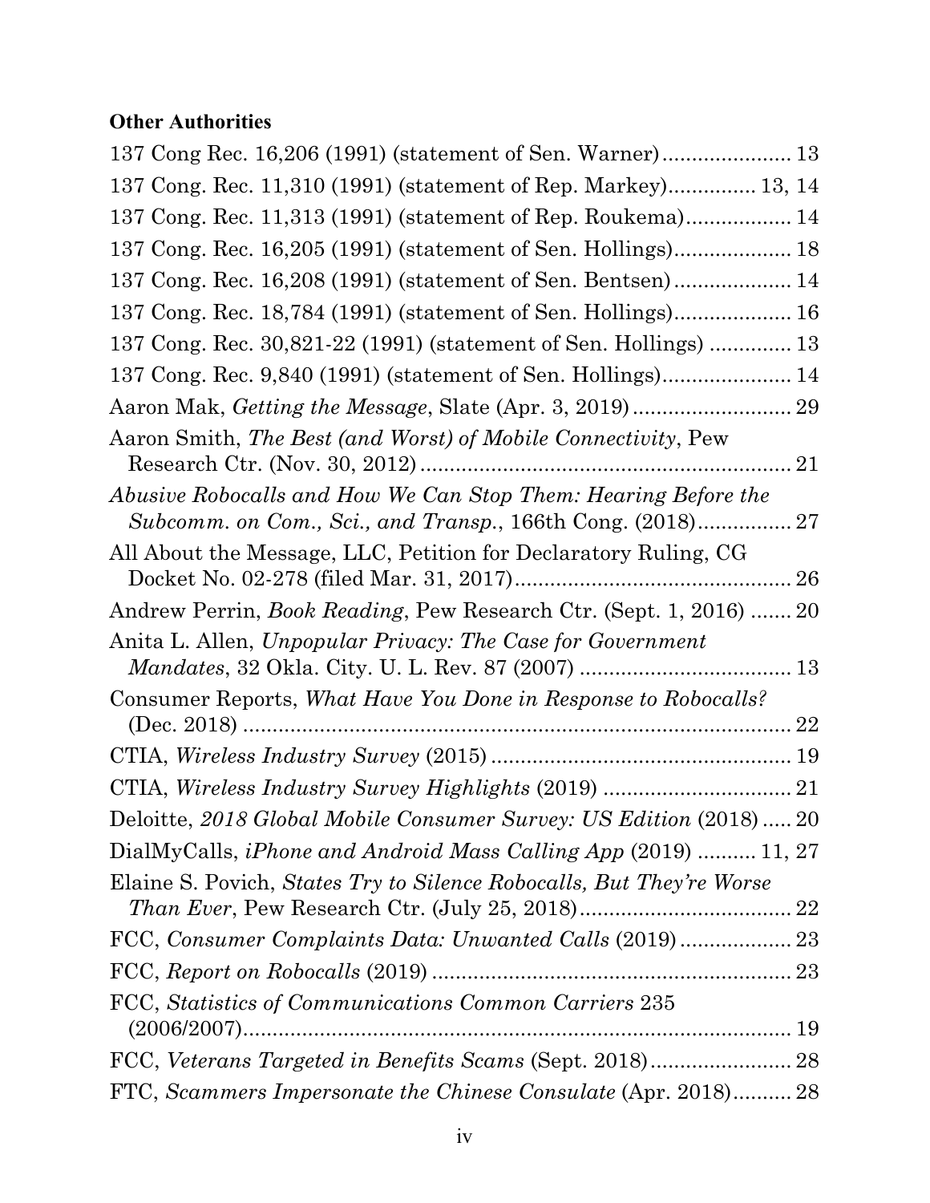**Other Authorities**

137 Cong Rec. 16,206 (1991) (statement of Sen. Warner)...................... 13

137 Cong. Rec. 11,310 (1991) (statement of Rep. Markey)............... 13, 14

137 Cong. Rec. 11,313 (1991) (statement of Rep. Roukema).................. 14

137 Cong. Rec. 16,205 (1991) (statement of Sen. Hollings).................... 18

137 Cong. Rec. 16,208 (1991) (statement of Sen. Bentsen).................... 14

137 Cong. Rec. 18,784 (1991) (statement of Sen. Hollings).................... 16

137 Cong. Rec. 30,821-22 (1991) (statement of Sen. Hollings) .............. 13

137 Cong. Rec. 9,840 (1991) (statement of Sen. Hollings)...................... 14

Aaron Mak, *Getting the Message*, Slate (Apr. 3, 2019)........................... 29

Aaron Smith, *The Best (and Worst) of Mobile Connectivity*, Pew Research Ctr. (Nov. 30, 2012)............................................................... 21

*Abusive Robocalls and How We Can Stop Them: Hearing Before the Subcomm. on Com., Sci., and Transp.*, 166th Cong. (2018)................ 27

All About the Message, LLC, Petition for Declaratory Ruling, CG Docket No. 02-278 (filed Mar. 31, 2017)............................................... 26

Andrew Perrin, *Book Reading*, Pew Research Ctr. (Sept. 1, 2016) ....... 20

Anita L. Allen, *Unpopular Privacy: The Case for Government Mandates*, 32 Okla. City. U. L. Rev. 87 (2007) .................................... 13

Consumer Reports, *What Have You Done in Response to Robocalls?* (Dec. 2018) ............................................................................................. 22

CTIA, *Wireless Industry Survey* (2015).................................................... 19

CTIA, *Wireless Industry Survey Highlights* (2019) ................................ 21

Deloitte, *2018 Global Mobile Consumer Survey: US Edition* (2018)...... 20

DialMyCalls, *iPhone and Android Mass Calling App* (2019) .......... 11, 27

Elaine S. Povich, *States Try to Silence Robocalls, But They're Worse Than Ever*, Pew Research Ctr. (July 25, 2018).................................... 22

FCC, *Consumer Complaints Data: Unwanted Calls* (2019)................... 23

FCC, *Report on Robocalls* (2019) ............................................................. 23

FCC, *Statistics of Communications Common Carriers* 235 (2006/2007)............................................................................................. 19

FCC, *Veterans Targeted in Benefits Scams* (Sept. 2018)........................ 28

FTC, *Scammers Impersonate the Chinese Consulate* (Apr. 2018).......... 28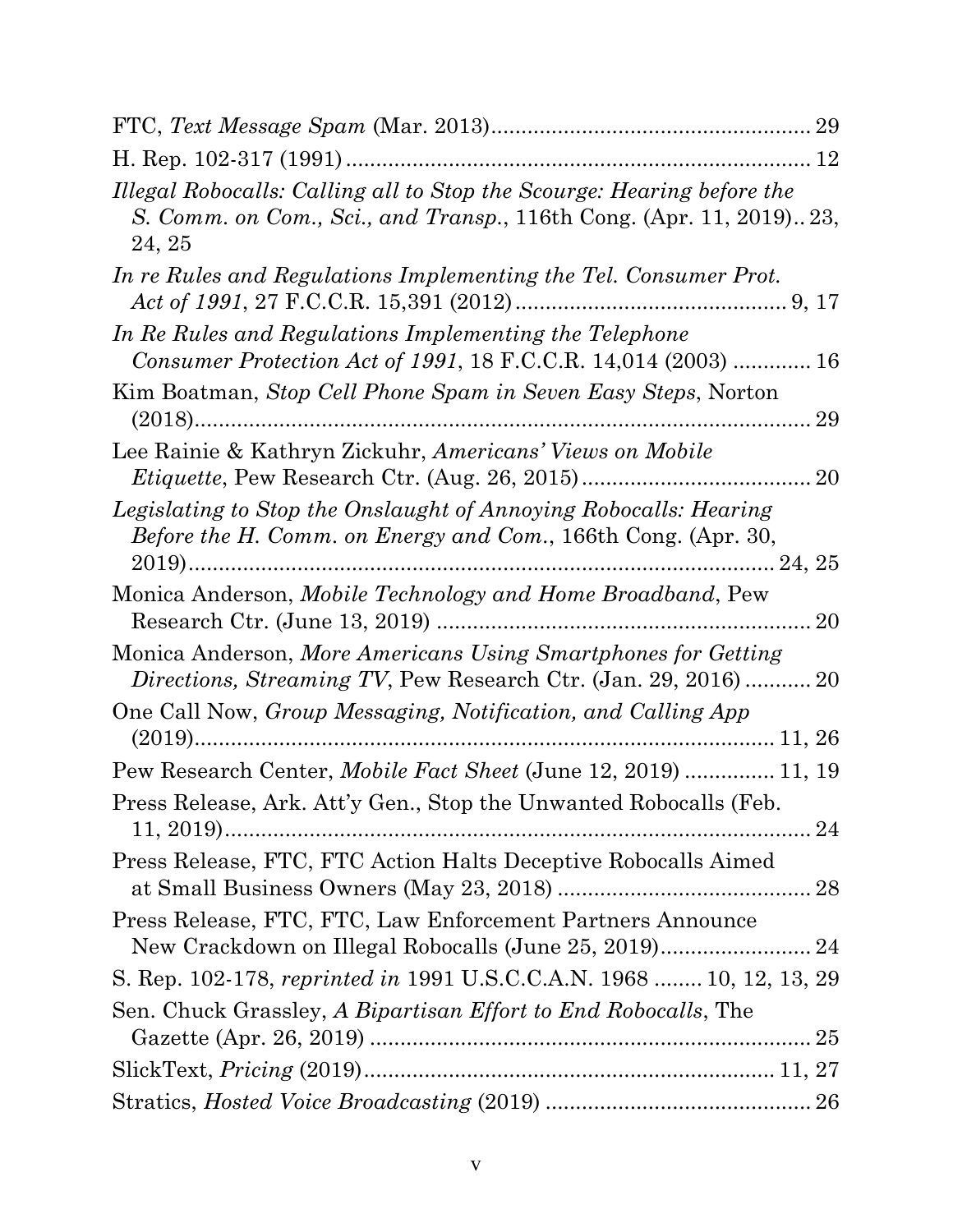FTC, *Text Message Spam* (Mar. 2013) .................................................... 29

H. Rep. 102-317 (1991) ........................................................................... 12

*Illegal Robocalls: Calling all to Stop the Scourge: Hearing before the S. Comm. on Com., Sci., and Transp.*, 116th Cong. (Apr. 11, 2019) .. 23, 24, 25

*In re Rules and Regulations Implementing the Tel. Consumer Prot. Act of 1991*, 27 F.C.C.R. 15,391 (2012) ............................................ 9, 17

*In Re Rules and Regulations Implementing the Telephone Consumer Protection Act of 1991*, 18 F.C.C.R. 14,014 (2003) ............. 16

Kim Boatman, *Stop Cell Phone Spam in Seven Easy Steps*, Norton (2018) ......................................................................................... 29

Lee Rainie & Kathryn Zickuhr, *Americans' Views on Mobile Etiquette*, Pew Research Ctr. (Aug. 26, 2015) ...................................... 20

*Legislating to Stop the Onslaught of Annoying Robocalls: Hearing Before the H. Comm. on Energy and Com.*, 166th Cong. (Apr. 30, 2019) ........................................................................................ 24, 25

Monica Anderson, *Mobile Technology and Home Broadband*, Pew Research Ctr. (June 13, 2019) ............................................................. 20

Monica Anderson, *More Americans Using Smartphones for Getting Directions, Streaming TV*, Pew Research Ctr. (Jan. 29, 2016) ........... 20

One Call Now, *Group Messaging, Notification, and Calling App* (2019) .................................................................................. 11, 26

Pew Research Center, *Mobile Fact Sheet* (June 12, 2019) ............... 11, 19

Press Release, Ark. Att'y Gen., Stop the Unwanted Robocalls (Feb. 11, 2019) ................................................................................................ 24

Press Release, FTC, FTC Action Halts Deceptive Robocalls Aimed at Small Business Owners (May 23, 2018) .......................................... 28

Press Release, FTC, FTC, Law Enforcement Partners Announce New Crackdown on Illegal Robocalls (June 25, 2019) ......................... 24

S. Rep. 102-178, *reprinted in* 1991 U.S.C.C.A.N. 1968 ........ 10, 12, 13, 29

Sen. Chuck Grassley, *A Bipartisan Effort to End Robocalls*, The Gazette (Apr. 26, 2019) ......................................................................... 25

SlickText, *Pricing* (2019) .................................................................. 11, 27

Stratics, *Hosted Voice Broadcasting* (2019) ............................................ 26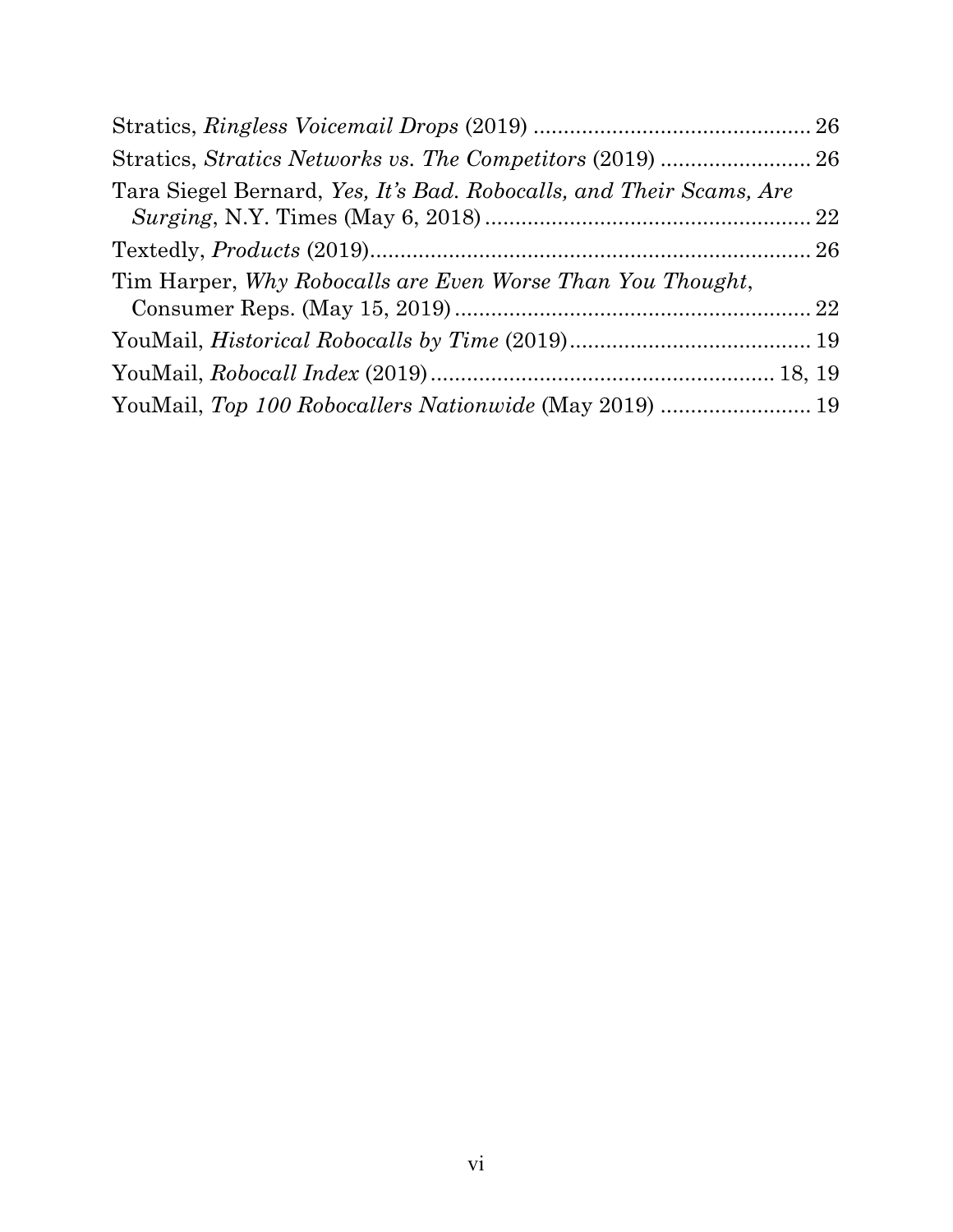Stratics, *Ringless Voicemail Drops* (2019) .............................................. 26

Stratics, *Stratics Networks vs. The Competitors* (2019) ......................... 26

Tara Siegel Bernard, *Yes, It's Bad. Robocalls, and Their Scams, Are Surging*, N.Y. Times (May 6, 2018) ...................................................... 22

Textedly, *Products* (2019)......................................................................... 26

Tim Harper, *Why Robocalls are Even Worse Than You Thought*, Consumer Reps. (May 15, 2019) .......................................................... 22

YouMail, *Historical Robocalls by Time* (2019)........................................ 19

YouMail, *Robocall Index* (2019)......................................................... 18, 19

YouMail, *Top 100 Robocallers Nationwide* (May 2019) ......................... 19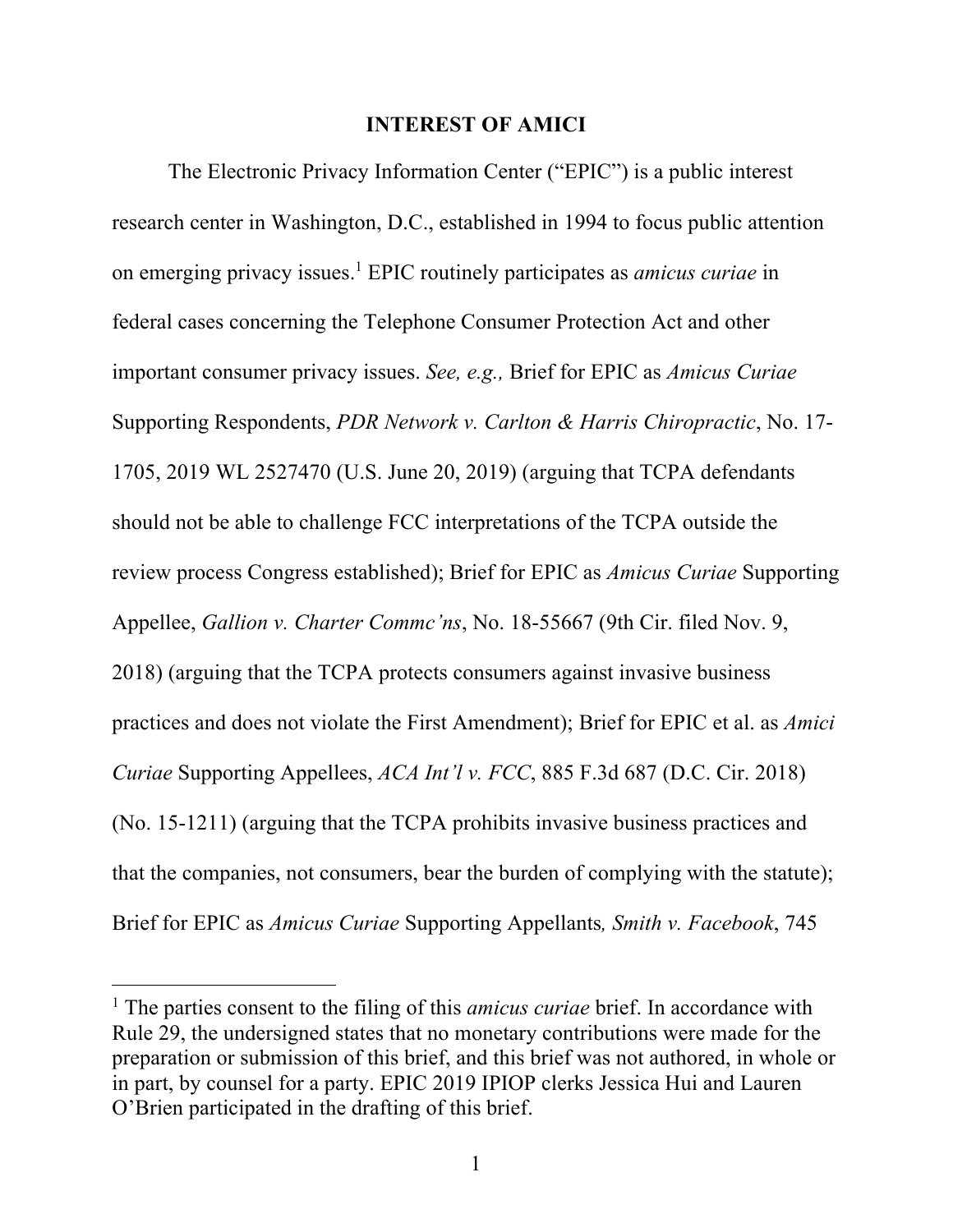## INTEREST OF AMICI

The Electronic Privacy Information Center ("EPIC") is a public interest research center in Washington, D.C., established in 1994 to focus public attention on emerging privacy issues.[1] EPIC routinely participates as *amicus curiae* in federal cases concerning the Telephone Consumer Protection Act and other important consumer privacy issues. *See, e.g.,* Brief for EPIC as *Amicus Curiae* Supporting Respondents, *PDR Network v. Carlton & Harris Chiropractic*, No. 17-1705, 2019 WL 2527470 (U.S. June 20, 2019) (arguing that TCPA defendants should not be able to challenge FCC interpretations of the TCPA outside the review process Congress established); Brief for EPIC as *Amicus Curiae* Supporting Appellee, *Gallion v. Charter Commc'ns*, No. 18-55667 (9th Cir. filed Nov. 9, 2018) (arguing that the TCPA protects consumers against invasive business practices and does not violate the First Amendment); Brief for EPIC et al. as *Amici Curiae* Supporting Appellees, *ACA Int'l v. FCC*, 885 F.3d 687 (D.C. Cir. 2018) (No. 15-1211) (arguing that the TCPA prohibits invasive business practices and that the companies, not consumers, bear the burden of complying with the statute); Brief for EPIC as *Amicus Curiae* Supporting Appellants*, Smith v. Facebook*, 745

[1] The parties consent to the filing of this *amicus curiae* brief. In accordance with Rule 29, the undersigned states that no monetary contributions were made for the preparation or submission of this brief, and this brief was not authored, in whole or in part, by counsel for a party. EPIC 2019 IPIOP clerks Jessica Hui and Lauren O'Brien participated in the drafting of this brief.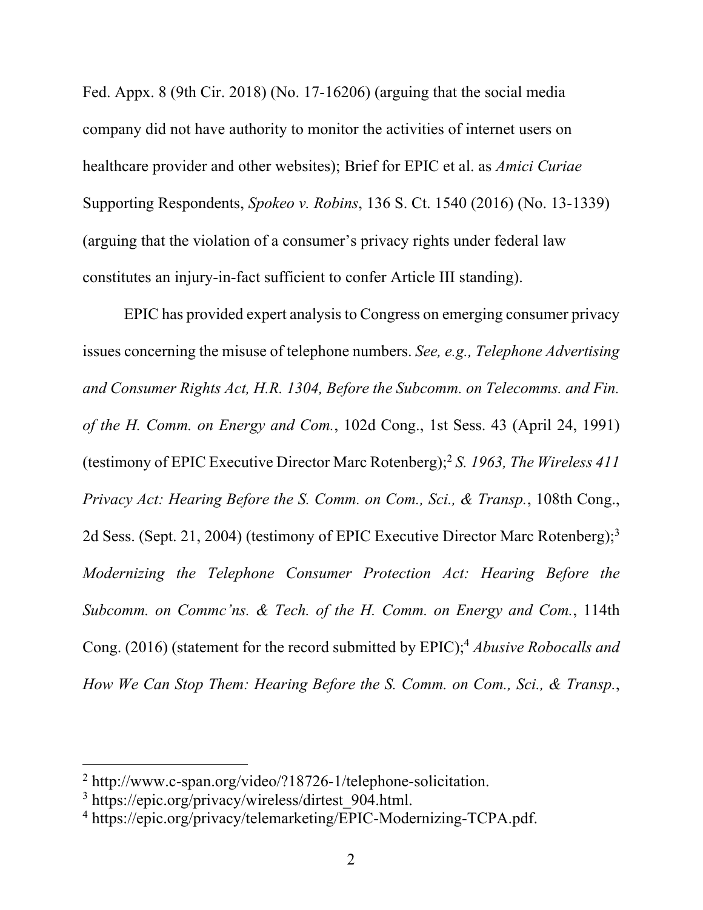Fed. Appx. 8 (9th Cir. 2018) (No. 17-16206) (arguing that the social media company did not have authority to monitor the activities of internet users on healthcare provider and other websites); Brief for EPIC et al. as *Amici Curiae* Supporting Respondents, *Spokeo v. Robins*, 136 S. Ct. 1540 (2016) (No. 13-1339) (arguing that the violation of a consumer's privacy rights under federal law constitutes an injury-in-fact sufficient to confer Article III standing).

EPIC has provided expert analysis to Congress on emerging consumer privacy issues concerning the misuse of telephone numbers. *See, e.g., Telephone Advertising and Consumer Rights Act, H.R. 1304, Before the Subcomm. on Telecomms. and Fin. of the H. Comm. on Energy and Com.*, 102d Cong., 1st Sess. 43 (April 24, 1991) (testimony of EPIC Executive Director Marc Rotenberg);[2] *S. 1963, The Wireless 411 Privacy Act: Hearing Before the S. Comm. on Com., Sci., & Transp.*, 108th Cong., 2d Sess. (Sept. 21, 2004) (testimony of EPIC Executive Director Marc Rotenberg);[3] *Modernizing the Telephone Consumer Protection Act: Hearing Before the Subcomm. on Commc'ns. & Tech. of the H. Comm. on Energy and Com.*, 114th Cong. (2016) (statement for the record submitted by EPIC);[4] *Abusive Robocalls and How We Can Stop Them: Hearing Before the S. Comm. on Com., Sci., & Transp.*,

---

[2] http://www.c-span.org/video/?18726-1/telephone-solicitation.

[3] https://epic.org/privacy/wireless/dirtest_904.html.

[4] https://epic.org/privacy/telemarketing/EPIC-Modernizing-TCPA.pdf.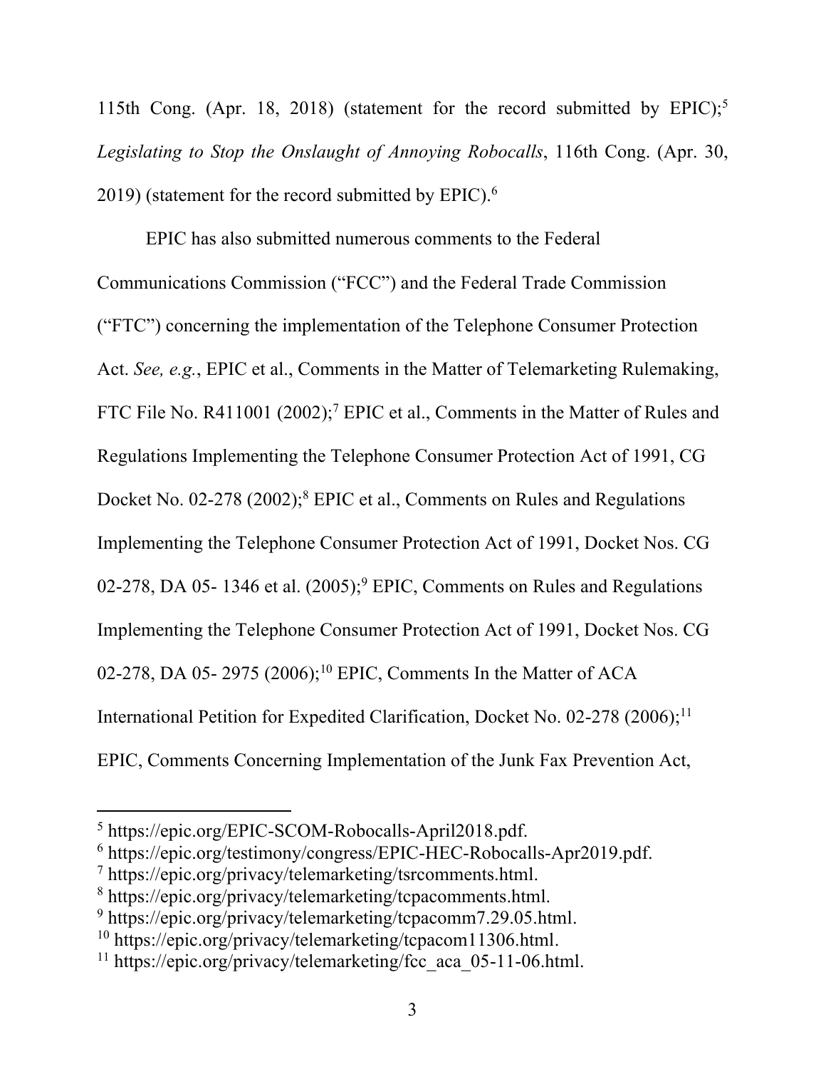115th Cong. (Apr. 18, 2018) (statement for the record submitted by EPIC);[5] *Legislating to Stop the Onslaught of Annoying Robocalls*, 116th Cong. (Apr. 30, 2019) (statement for the record submitted by EPIC).[6]

EPIC has also submitted numerous comments to the Federal Communications Commission ("FCC") and the Federal Trade Commission ("FTC") concerning the implementation of the Telephone Consumer Protection Act. *See, e.g.*, EPIC et al., Comments in the Matter of Telemarketing Rulemaking, FTC File No. R411001 (2002);[7] EPIC et al., Comments in the Matter of Rules and Regulations Implementing the Telephone Consumer Protection Act of 1991, CG Docket No. 02-278 (2002);[8] EPIC et al., Comments on Rules and Regulations Implementing the Telephone Consumer Protection Act of 1991, Docket Nos. CG 02-278, DA 05- 1346 et al. (2005);[9] EPIC, Comments on Rules and Regulations Implementing the Telephone Consumer Protection Act of 1991, Docket Nos. CG 02-278, DA 05- 2975 (2006);[10] EPIC, Comments In the Matter of ACA International Petition for Expedited Clarification, Docket No. 02-278 (2006);[11] EPIC, Comments Concerning Implementation of the Junk Fax Prevention Act,

---

[5] https://epic.org/EPIC-SCOM-Robocalls-April2018.pdf.

[6] https://epic.org/testimony/congress/EPIC-HEC-Robocalls-Apr2019.pdf.

[7] https://epic.org/privacy/telemarketing/tsrcomments.html.

[8] https://epic.org/privacy/telemarketing/tcpacomments.html.

[9] https://epic.org/privacy/telemarketing/tcpacomm7.29.05.html.

[10] https://epic.org/privacy/telemarketing/tcpacom11306.html.

[11] https://epic.org/privacy/telemarketing/fcc_aca_05-11-06.html.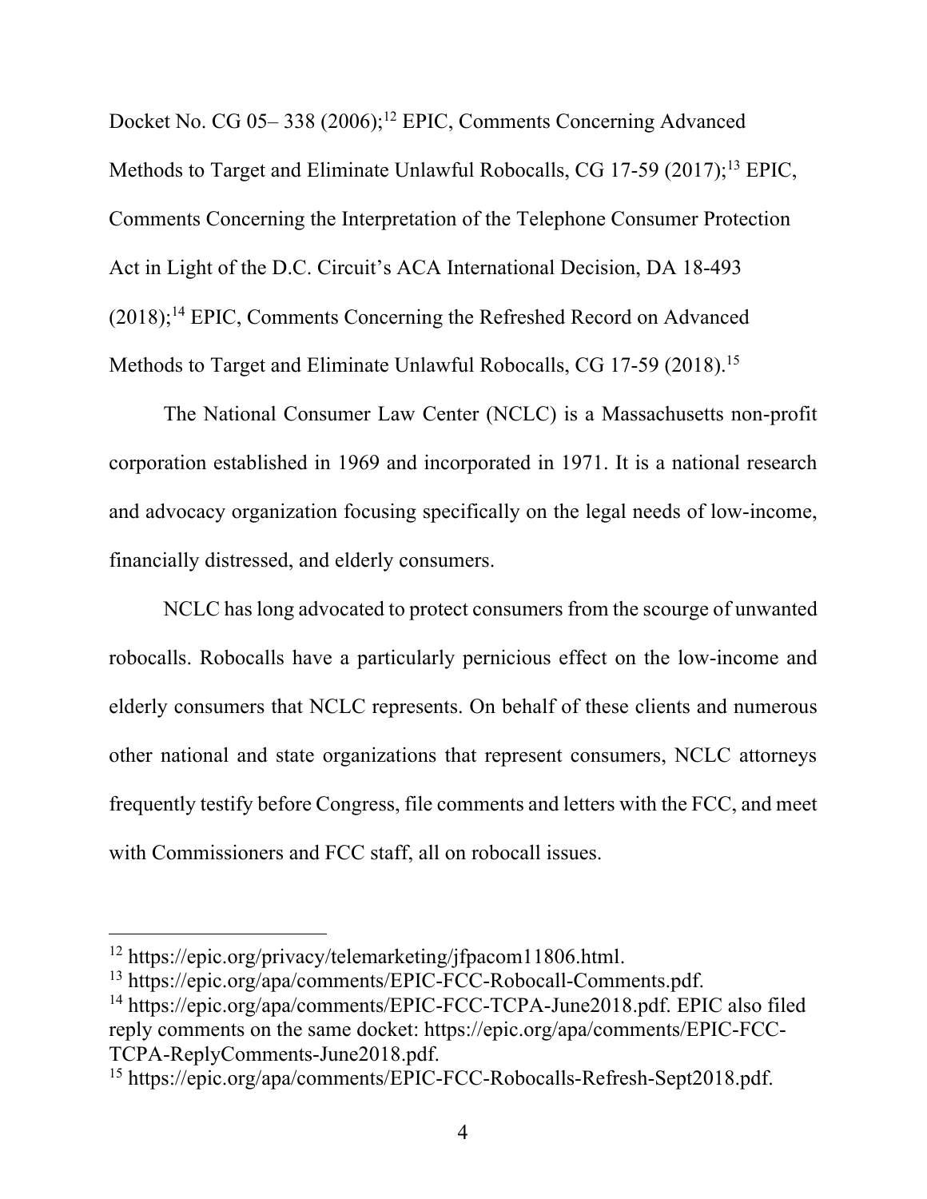Docket No. CG 05– 338 (2006);[12] EPIC, Comments Concerning Advanced Methods to Target and Eliminate Unlawful Robocalls, CG 17-59 (2017);[13] EPIC, Comments Concerning the Interpretation of the Telephone Consumer Protection Act in Light of the D.C. Circuit's ACA International Decision, DA 18-493 (2018);[14] EPIC, Comments Concerning the Refreshed Record on Advanced Methods to Target and Eliminate Unlawful Robocalls, CG 17-59 (2018).[15]

The National Consumer Law Center (NCLC) is a Massachusetts non-profit corporation established in 1969 and incorporated in 1971. It is a national research and advocacy organization focusing specifically on the legal needs of low-income, financially distressed, and elderly consumers.

NCLC has long advocated to protect consumers from the scourge of unwanted robocalls. Robocalls have a particularly pernicious effect on the low-income and elderly consumers that NCLC represents. On behalf of these clients and numerous other national and state organizations that represent consumers, NCLC attorneys frequently testify before Congress, file comments and letters with the FCC, and meet with Commissioners and FCC staff, all on robocall issues.

---

[12] https://epic.org/privacy/telemarketing/jfpacom11806.html.

[13] https://epic.org/apa/comments/EPIC-FCC-Robocall-Comments.pdf.

[14] https://epic.org/apa/comments/EPIC-FCC-TCPA-June2018.pdf. EPIC also filed reply comments on the same docket: https://epic.org/apa/comments/EPIC-FCC-TCPA-ReplyComments-June2018.pdf.

[15] https://epic.org/apa/comments/EPIC-FCC-Robocalls-Refresh-Sept2018.pdf.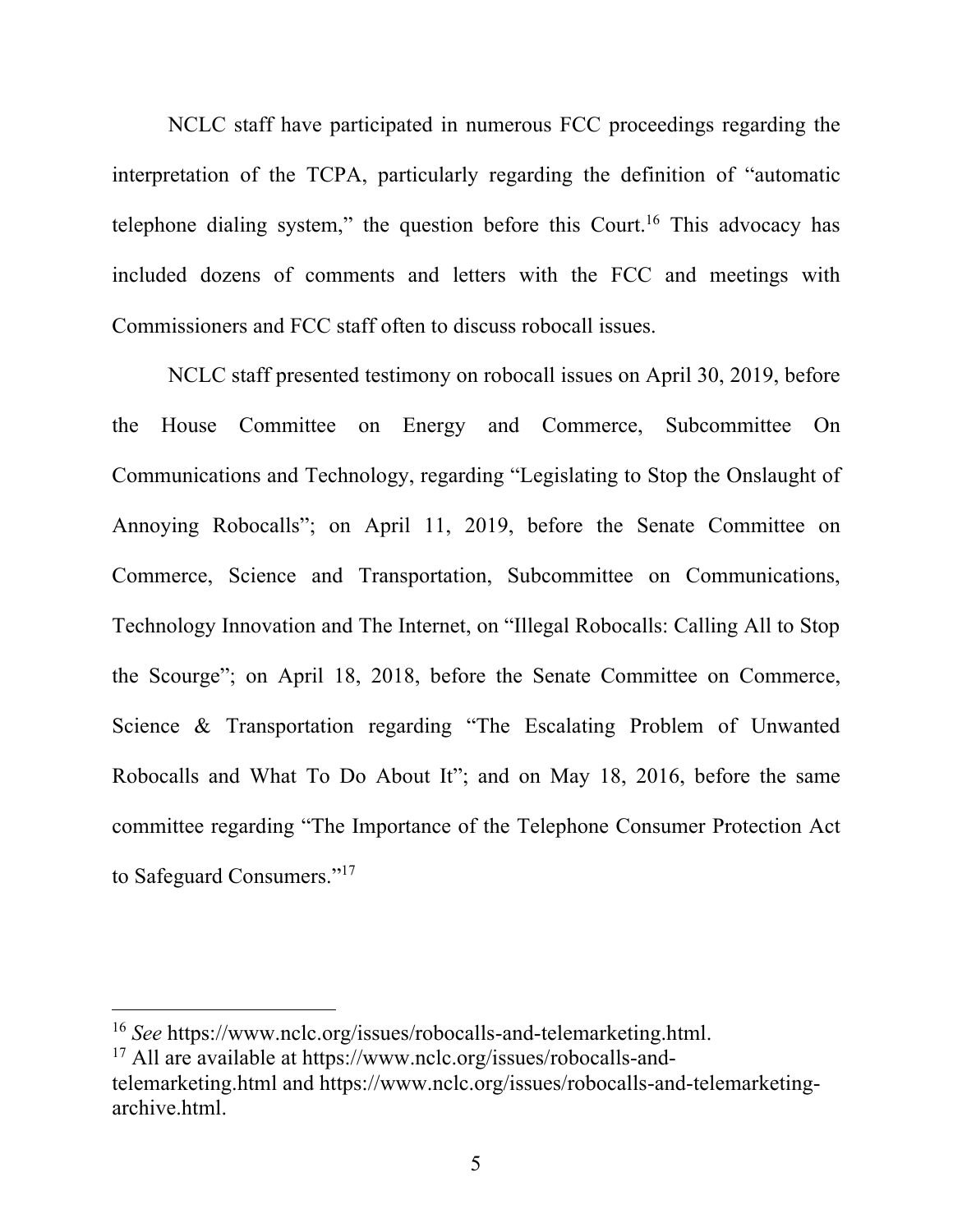NCLC staff have participated in numerous FCC proceedings regarding the interpretation of the TCPA, particularly regarding the definition of "automatic telephone dialing system," the question before this Court.[16] This advocacy has included dozens of comments and letters with the FCC and meetings with Commissioners and FCC staff often to discuss robocall issues.

NCLC staff presented testimony on robocall issues on April 30, 2019, before the House Committee on Energy and Commerce, Subcommittee On Communications and Technology, regarding "Legislating to Stop the Onslaught of Annoying Robocalls"; on April 11, 2019, before the Senate Committee on Commerce, Science and Transportation, Subcommittee on Communications, Technology Innovation and The Internet, on "Illegal Robocalls: Calling All to Stop the Scourge"; on April 18, 2018, before the Senate Committee on Commerce, Science & Transportation regarding "The Escalating Problem of Unwanted Robocalls and What To Do About It"; and on May 18, 2016, before the same committee regarding "The Importance of the Telephone Consumer Protection Act to Safeguard Consumers."[17]

---

[16] *See* https://www.nclc.org/issues/robocalls-and-telemarketing.html.

[17] All are available at https://www.nclc.org/issues/robocalls-and-telemarketing.html and https://www.nclc.org/issues/robocalls-and-telemarketing-archive.html.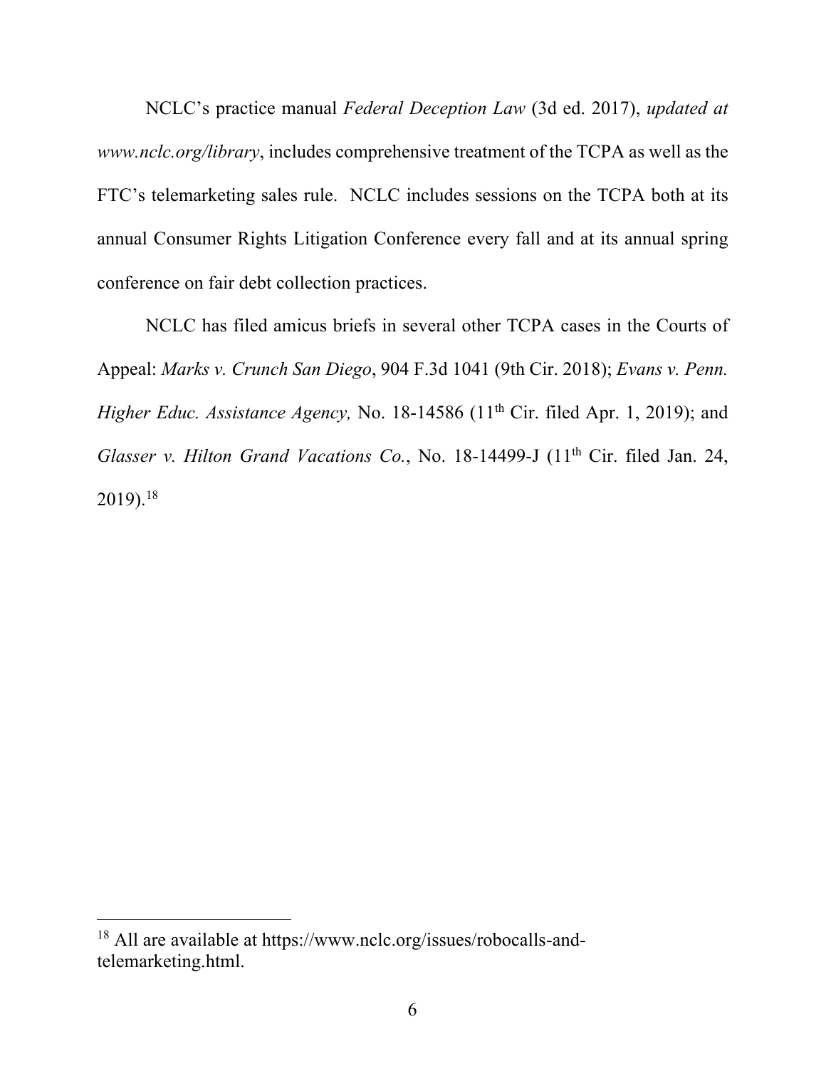NCLC's practice manual *Federal Deception Law* (3d ed. 2017), *updated at www.nclc.org/library*, includes comprehensive treatment of the TCPA as well as the FTC's telemarketing sales rule. NCLC includes sessions on the TCPA both at its annual Consumer Rights Litigation Conference every fall and at its annual spring conference on fair debt collection practices.

NCLC has filed amicus briefs in several other TCPA cases in the Courts of Appeal: *Marks v. Crunch San Diego*, 904 F.3d 1041 (9th Cir. 2018); *Evans v. Penn. Higher Educ. Assistance Agency,* No. 18-14586 (11th Cir. filed Apr. 1, 2019); and *Glasser v. Hilton Grand Vacations Co.*, No. 18-14499-J (11th Cir. filed Jan. 24, 2019).[18]

---

[18] All are available at https://www.nclc.org/issues/robocalls-and-telemarketing.html.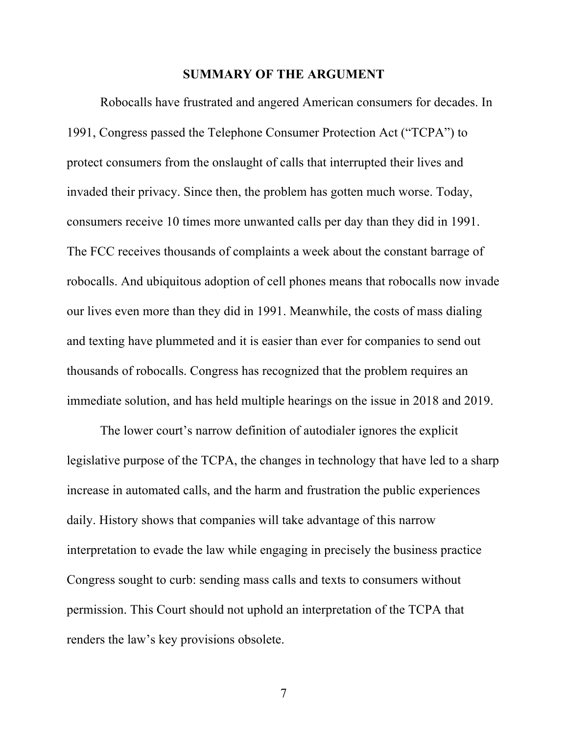## SUMMARY OF THE ARGUMENT

Robocalls have frustrated and angered American consumers for decades. In 1991, Congress passed the Telephone Consumer Protection Act ("TCPA") to protect consumers from the onslaught of calls that interrupted their lives and invaded their privacy. Since then, the problem has gotten much worse. Today, consumers receive 10 times more unwanted calls per day than they did in 1991. The FCC receives thousands of complaints a week about the constant barrage of robocalls. And ubiquitous adoption of cell phones means that robocalls now invade our lives even more than they did in 1991. Meanwhile, the costs of mass dialing and texting have plummeted and it is easier than ever for companies to send out thousands of robocalls. Congress has recognized that the problem requires an immediate solution, and has held multiple hearings on the issue in 2018 and 2019.

The lower court's narrow definition of autodialer ignores the explicit legislative purpose of the TCPA, the changes in technology that have led to a sharp increase in automated calls, and the harm and frustration the public experiences daily. History shows that companies will take advantage of this narrow interpretation to evade the law while engaging in precisely the business practice Congress sought to curb: sending mass calls and texts to consumers without permission. This Court should not uphold an interpretation of the TCPA that renders the law's key provisions obsolete.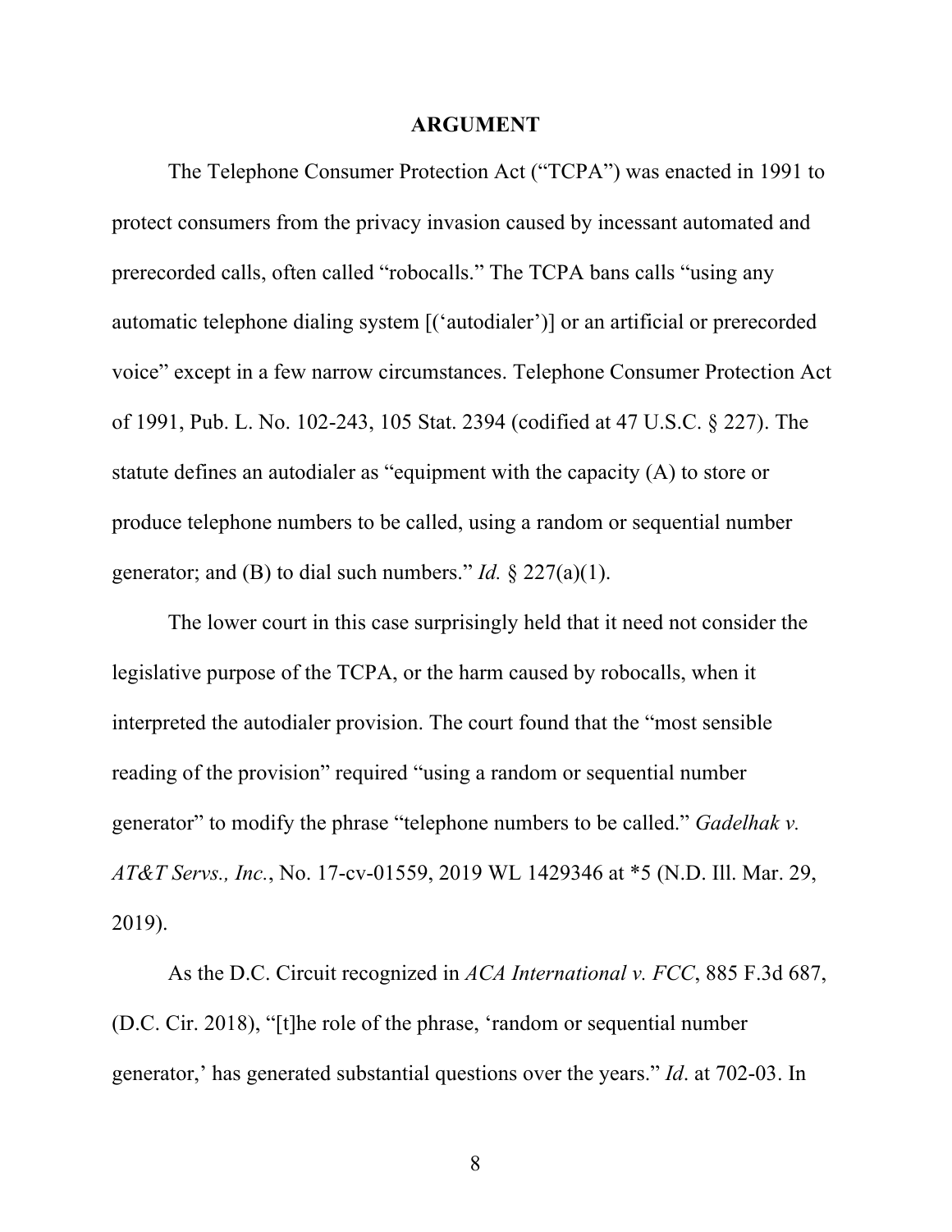## ARGUMENT

The Telephone Consumer Protection Act ("TCPA") was enacted in 1991 to protect consumers from the privacy invasion caused by incessant automated and prerecorded calls, often called "robocalls." The TCPA bans calls "using any automatic telephone dialing system [('autodialer')] or an artificial or prerecorded voice" except in a few narrow circumstances. Telephone Consumer Protection Act of 1991, Pub. L. No. 102-243, 105 Stat. 2394 (codified at 47 U.S.C. § 227). The statute defines an autodialer as "equipment with the capacity (A) to store or produce telephone numbers to be called, using a random or sequential number generator; and (B) to dial such numbers." *Id.* § 227(a)(1).

The lower court in this case surprisingly held that it need not consider the legislative purpose of the TCPA, or the harm caused by robocalls, when it interpreted the autodialer provision. The court found that the "most sensible reading of the provision" required "using a random or sequential number generator" to modify the phrase "telephone numbers to be called." *Gadelhak v. AT&T Servs., Inc.*, No. 17-cv-01559, 2019 WL 1429346 at *5 (N.D. Ill. Mar. 29, 2019).

As the D.C. Circuit recognized in *ACA International v. FCC*, 885 F.3d 687, (D.C. Cir. 2018), "[t]he role of the phrase, 'random or sequential number generator,' has generated substantial questions over the years." *Id*. at 702-03. In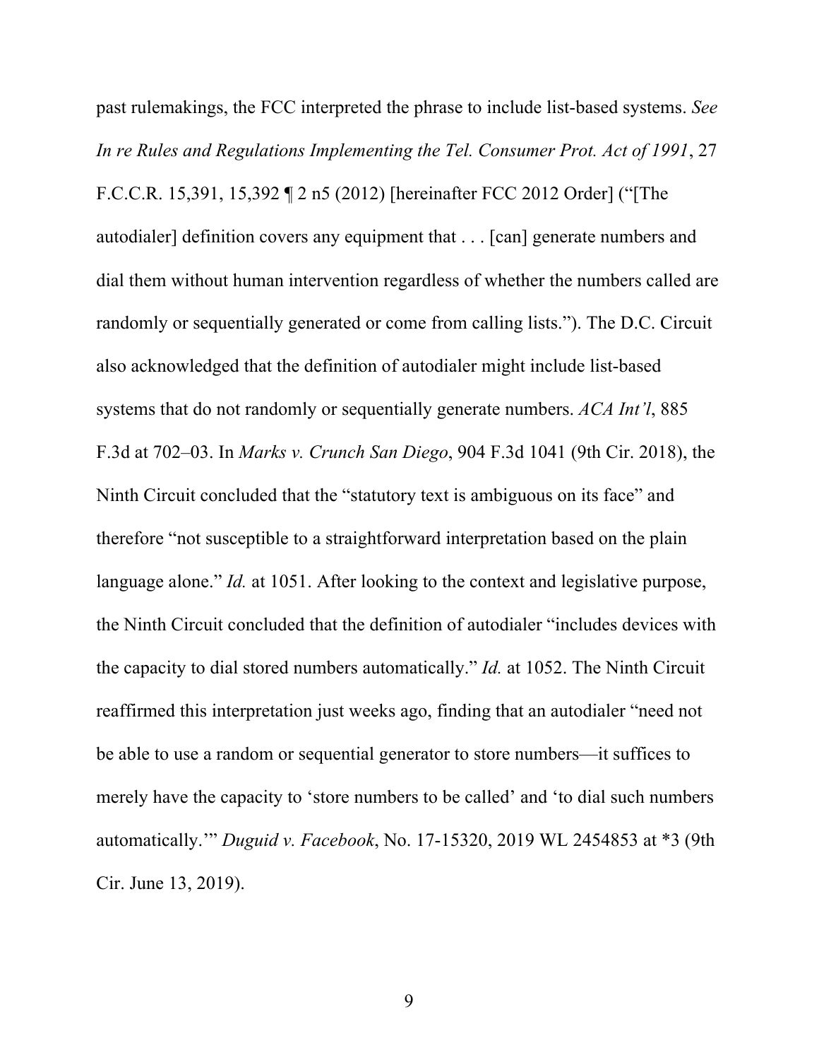past rulemakings, the FCC interpreted the phrase to include list-based systems. *See In re Rules and Regulations Implementing the Tel. Consumer Prot. Act of 1991*, 27 F.C.C.R. 15,391, 15,392 ¶ 2 n5 (2012) [hereinafter FCC 2012 Order] ("[The autodialer] definition covers any equipment that . . . [can] generate numbers and dial them without human intervention regardless of whether the numbers called are randomly or sequentially generated or come from calling lists."). The D.C. Circuit also acknowledged that the definition of autodialer might include list-based systems that do not randomly or sequentially generate numbers. *ACA Int'l*, 885 F.3d at 702–03. In *Marks v. Crunch San Diego*, 904 F.3d 1041 (9th Cir. 2018), the Ninth Circuit concluded that the "statutory text is ambiguous on its face" and therefore "not susceptible to a straightforward interpretation based on the plain language alone." *Id.* at 1051. After looking to the context and legislative purpose, the Ninth Circuit concluded that the definition of autodialer "includes devices with the capacity to dial stored numbers automatically." *Id.* at 1052. The Ninth Circuit reaffirmed this interpretation just weeks ago, finding that an autodialer "need not be able to use a random or sequential generator to store numbers—it suffices to merely have the capacity to 'store numbers to be called' and 'to dial such numbers automatically.'" *Duguid v. Facebook*, No. 17-15320, 2019 WL 2454853 at *3 (9th Cir. June 13, 2019).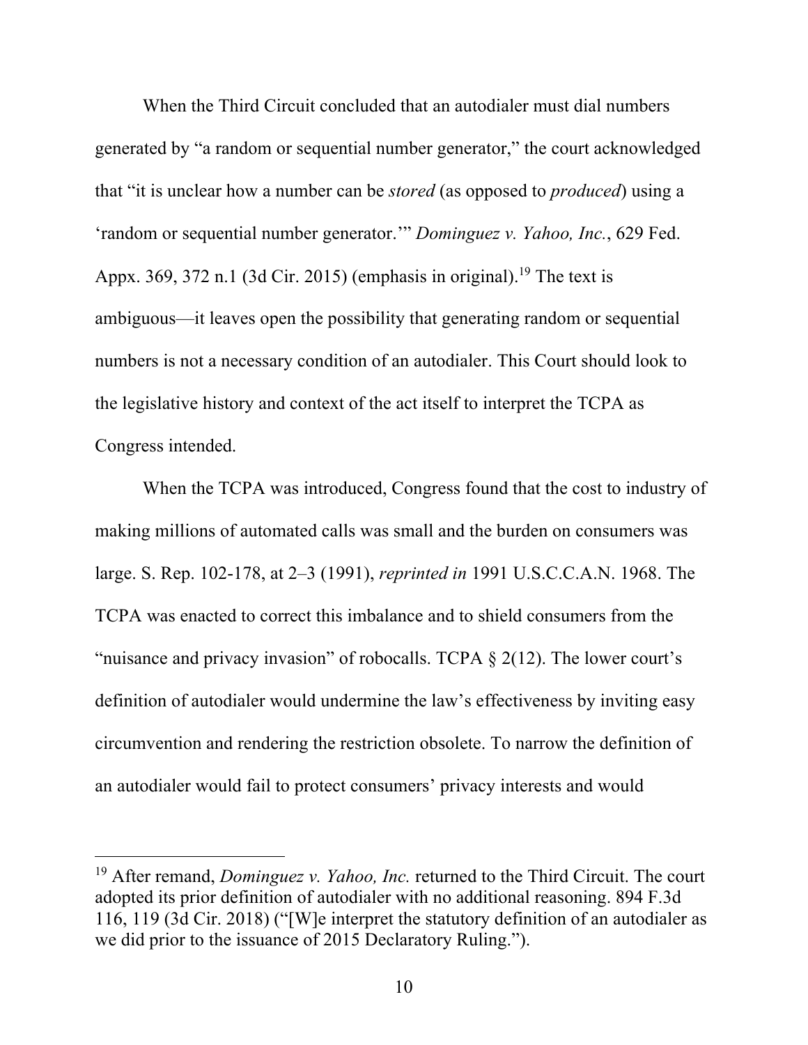When the Third Circuit concluded that an autodialer must dial numbers generated by "a random or sequential number generator," the court acknowledged that "it is unclear how a number can be *stored* (as opposed to *produced*) using a 'random or sequential number generator.'" *Dominguez v. Yahoo, Inc.*, 629 Fed. Appx. 369, 372 n.1 (3d Cir. 2015) (emphasis in original).[19] The text is ambiguous—it leaves open the possibility that generating random or sequential numbers is not a necessary condition of an autodialer. This Court should look to the legislative history and context of the act itself to interpret the TCPA as Congress intended.

When the TCPA was introduced, Congress found that the cost to industry of making millions of automated calls was small and the burden on consumers was large. S. Rep. 102-178, at 2–3 (1991), *reprinted in* 1991 U.S.C.C.A.N. 1968. The TCPA was enacted to correct this imbalance and to shield consumers from the "nuisance and privacy invasion" of robocalls. TCPA § 2(12). The lower court's definition of autodialer would undermine the law's effectiveness by inviting easy circumvention and rendering the restriction obsolete. To narrow the definition of an autodialer would fail to protect consumers' privacy interests and would

---

[19] After remand, *Dominguez v. Yahoo, Inc.* returned to the Third Circuit. The court adopted its prior definition of autodialer with no additional reasoning. 894 F.3d 116, 119 (3d Cir. 2018) ("[W]e interpret the statutory definition of an autodialer as we did prior to the issuance of 2015 Declaratory Ruling.").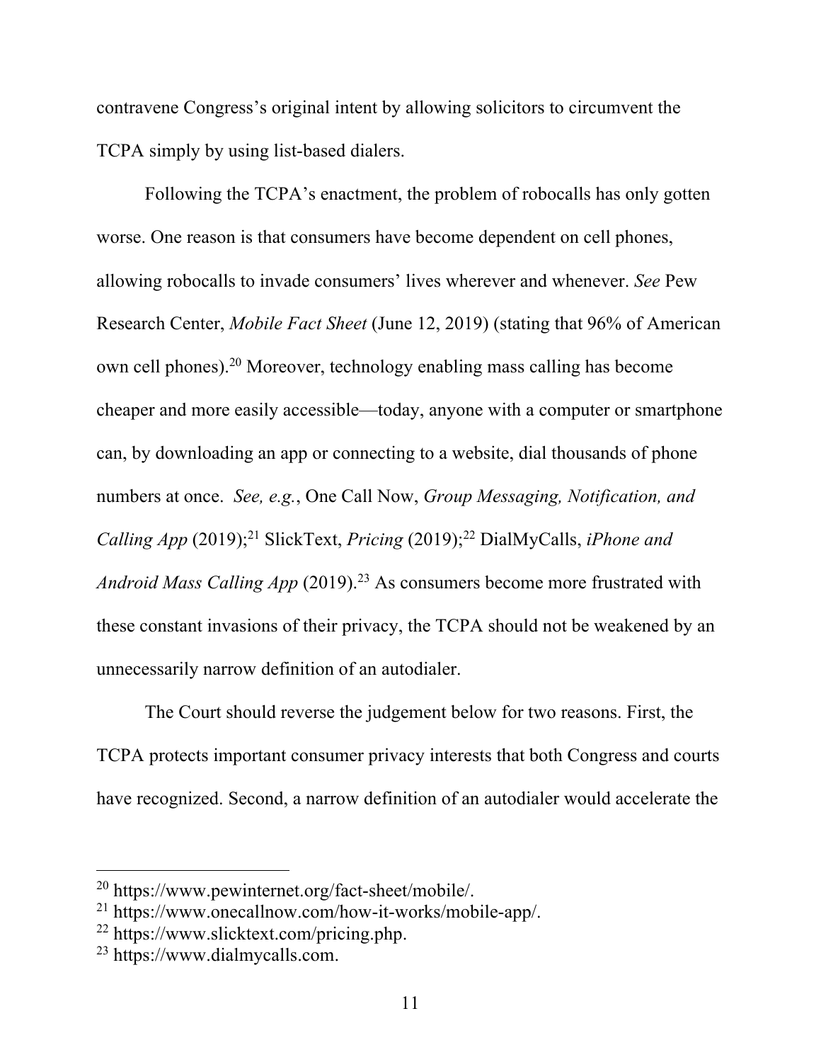contravene Congress's original intent by allowing solicitors to circumvent the TCPA simply by using list-based dialers.

Following the TCPA's enactment, the problem of robocalls has only gotten worse. One reason is that consumers have become dependent on cell phones, allowing robocalls to invade consumers' lives wherever and whenever. *See* Pew Research Center, *Mobile Fact Sheet* (June 12, 2019) (stating that 96% of American own cell phones).[20] Moreover, technology enabling mass calling has become cheaper and more easily accessible—today, anyone with a computer or smartphone can, by downloading an app or connecting to a website, dial thousands of phone numbers at once. *See, e.g.*, One Call Now, *Group Messaging, Notification, and Calling App* (2019);[21] SlickText, *Pricing* (2019);[22] DialMyCalls, *iPhone and Android Mass Calling App* (2019).[23] As consumers become more frustrated with these constant invasions of their privacy, the TCPA should not be weakened by an unnecessarily narrow definition of an autodialer.

The Court should reverse the judgement below for two reasons. First, the TCPA protects important consumer privacy interests that both Congress and courts have recognized. Second, a narrow definition of an autodialer would accelerate the

---

[20] https://www.pewinternet.org/fact-sheet/mobile/.

[21] https://www.onecallnow.com/how-it-works/mobile-app/.

[22] https://www.slicktext.com/pricing.php.

[23] https://www.dialmycalls.com.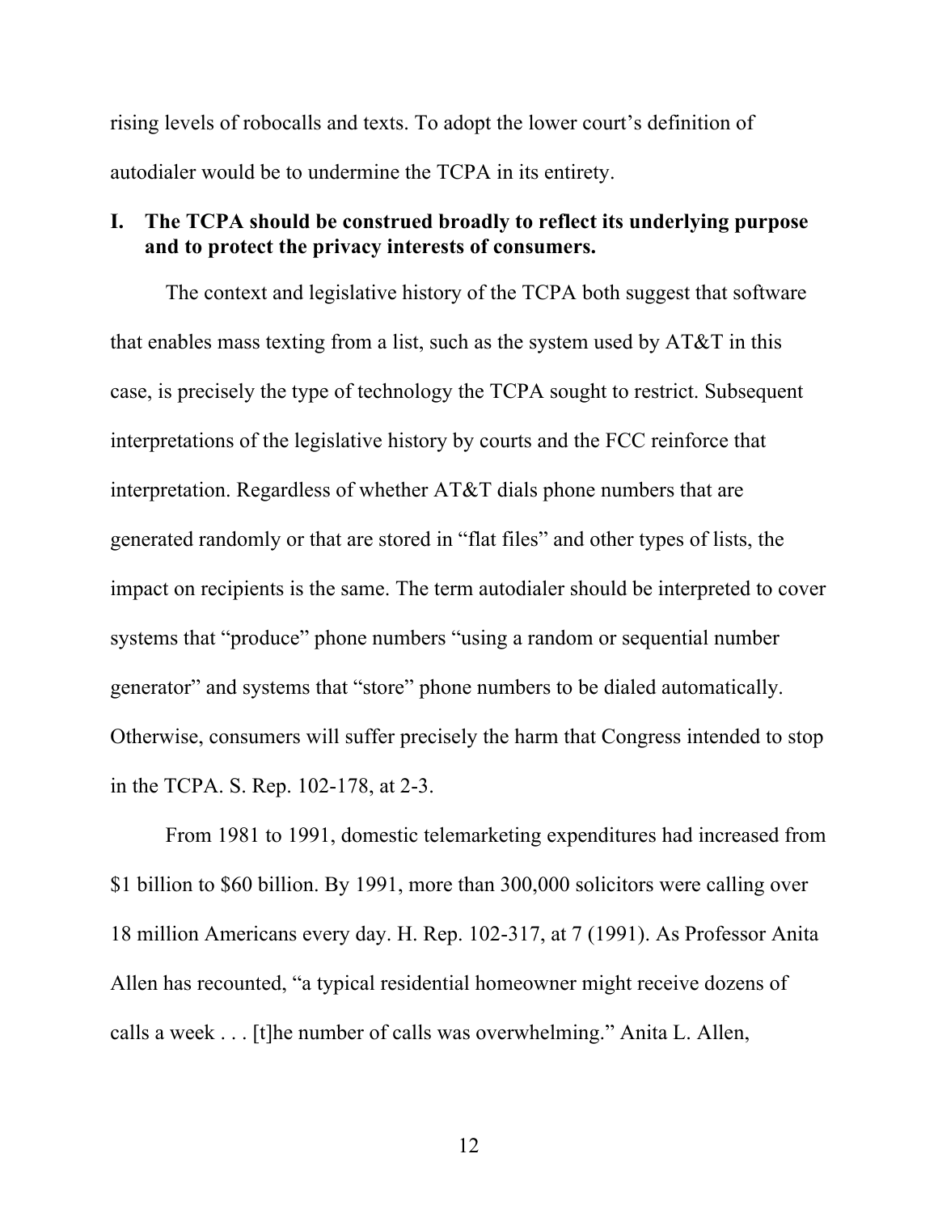rising levels of robocalls and texts. To adopt the lower court's definition of autodialer would be to undermine the TCPA in its entirety.

## I. The TCPA should be construed broadly to reflect its underlying purpose and to protect the privacy interests of consumers.

The context and legislative history of the TCPA both suggest that software that enables mass texting from a list, such as the system used by AT&T in this case, is precisely the type of technology the TCPA sought to restrict. Subsequent interpretations of the legislative history by courts and the FCC reinforce that interpretation. Regardless of whether AT&T dials phone numbers that are generated randomly or that are stored in "flat files" and other types of lists, the impact on recipients is the same. The term autodialer should be interpreted to cover systems that "produce" phone numbers "using a random or sequential number generator" and systems that "store" phone numbers to be dialed automatically. Otherwise, consumers will suffer precisely the harm that Congress intended to stop in the TCPA. S. Rep. 102-178, at 2-3.

From 1981 to 1991, domestic telemarketing expenditures had increased from $1 billion to $60 billion. By 1991, more than 300,000 solicitors were calling over 18 million Americans every day. H. Rep. 102-317, at 7 (1991). As Professor Anita Allen has recounted, "a typical residential homeowner might receive dozens of calls a week . . . [t]he number of calls was overwhelming." Anita L. Allen,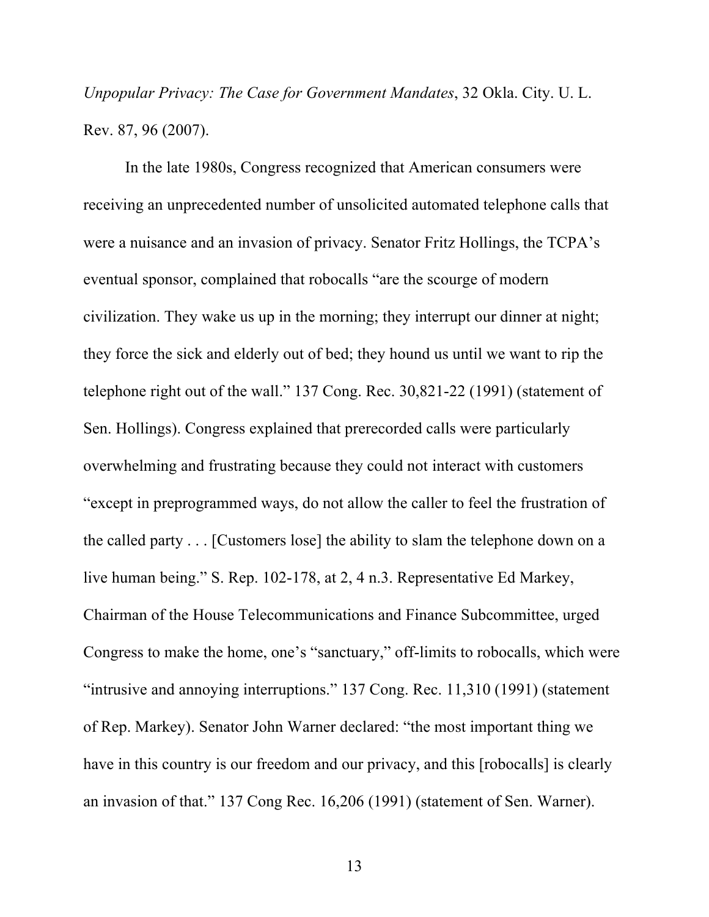*Unpopular Privacy: The Case for Government Mandates*, 32 Okla. City. U. L. Rev. 87, 96 (2007).

In the late 1980s, Congress recognized that American consumers were receiving an unprecedented number of unsolicited automated telephone calls that were a nuisance and an invasion of privacy. Senator Fritz Hollings, the TCPA's eventual sponsor, complained that robocalls "are the scourge of modern civilization. They wake us up in the morning; they interrupt our dinner at night; they force the sick and elderly out of bed; they hound us until we want to rip the telephone right out of the wall." 137 Cong. Rec. 30,821-22 (1991) (statement of Sen. Hollings). Congress explained that prerecorded calls were particularly overwhelming and frustrating because they could not interact with customers "except in preprogrammed ways, do not allow the caller to feel the frustration of the called party . . . [Customers lose] the ability to slam the telephone down on a live human being." S. Rep. 102-178, at 2, 4 n.3. Representative Ed Markey, Chairman of the House Telecommunications and Finance Subcommittee, urged Congress to make the home, one's "sanctuary," off-limits to robocalls, which were "intrusive and annoying interruptions." 137 Cong. Rec. 11,310 (1991) (statement of Rep. Markey). Senator John Warner declared: "the most important thing we have in this country is our freedom and our privacy, and this [robocalls] is clearly an invasion of that." 137 Cong Rec. 16,206 (1991) (statement of Sen. Warner).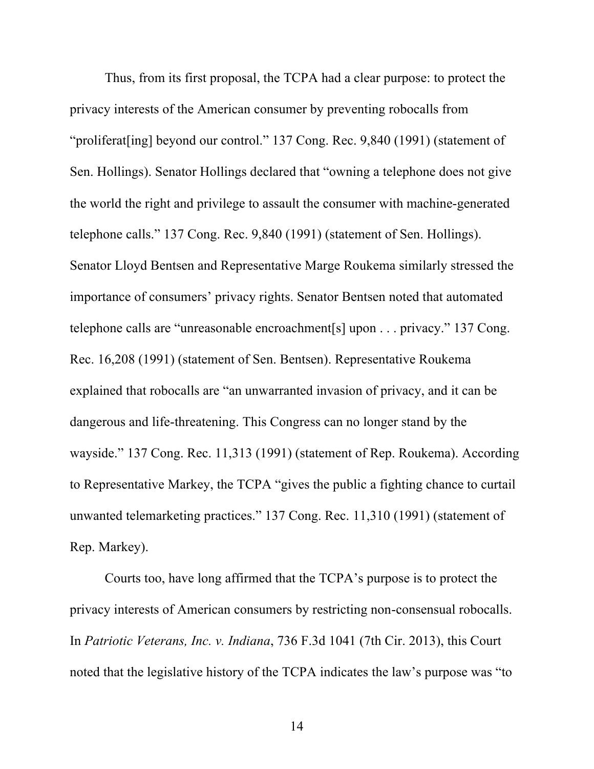Thus, from its first proposal, the TCPA had a clear purpose: to protect the privacy interests of the American consumer by preventing robocalls from "proliferat[ing] beyond our control." 137 Cong. Rec. 9,840 (1991) (statement of Sen. Hollings). Senator Hollings declared that "owning a telephone does not give the world the right and privilege to assault the consumer with machine-generated telephone calls." 137 Cong. Rec. 9,840 (1991) (statement of Sen. Hollings). Senator Lloyd Bentsen and Representative Marge Roukema similarly stressed the importance of consumers' privacy rights. Senator Bentsen noted that automated telephone calls are "unreasonable encroachment[s] upon . . . privacy." 137 Cong. Rec. 16,208 (1991) (statement of Sen. Bentsen). Representative Roukema explained that robocalls are "an unwarranted invasion of privacy, and it can be dangerous and life-threatening. This Congress can no longer stand by the wayside." 137 Cong. Rec. 11,313 (1991) (statement of Rep. Roukema). According to Representative Markey, the TCPA "gives the public a fighting chance to curtail unwanted telemarketing practices." 137 Cong. Rec. 11,310 (1991) (statement of Rep. Markey).

Courts too, have long affirmed that the TCPA's purpose is to protect the privacy interests of American consumers by restricting non-consensual robocalls. In *Patriotic Veterans, Inc. v. Indiana*, 736 F.3d 1041 (7th Cir. 2013), this Court noted that the legislative history of the TCPA indicates the law's purpose was "to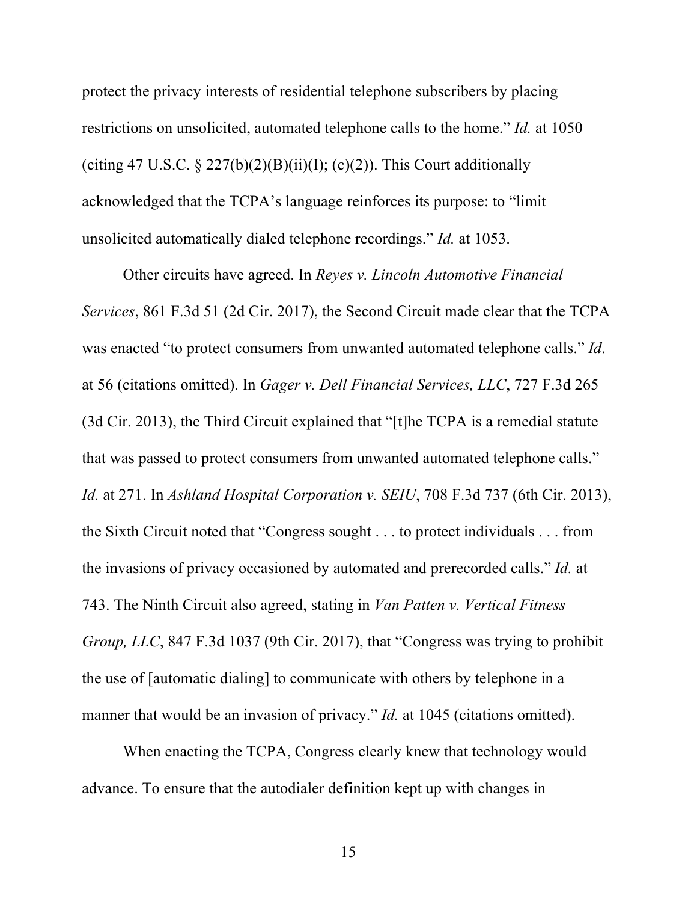protect the privacy interests of residential telephone subscribers by placing restrictions on unsolicited, automated telephone calls to the home." *Id.* at 1050 (citing 47 U.S.C. § 227(b)(2)(B)(ii)(I); (c)(2)). This Court additionally acknowledged that the TCPA's language reinforces its purpose: to "limit unsolicited automatically dialed telephone recordings." *Id.* at 1053.

Other circuits have agreed. In *Reyes v. Lincoln Automotive Financial Services*, 861 F.3d 51 (2d Cir. 2017), the Second Circuit made clear that the TCPA was enacted "to protect consumers from unwanted automated telephone calls." *Id*. at 56 (citations omitted). In *Gager v. Dell Financial Services, LLC*, 727 F.3d 265 (3d Cir. 2013), the Third Circuit explained that "[t]he TCPA is a remedial statute that was passed to protect consumers from unwanted automated telephone calls." *Id.* at 271. In *Ashland Hospital Corporation v. SEIU*, 708 F.3d 737 (6th Cir. 2013), the Sixth Circuit noted that "Congress sought . . . to protect individuals . . . from the invasions of privacy occasioned by automated and prerecorded calls." *Id.* at 743. The Ninth Circuit also agreed, stating in *Van Patten v. Vertical Fitness Group, LLC*, 847 F.3d 1037 (9th Cir. 2017), that "Congress was trying to prohibit the use of [automatic dialing] to communicate with others by telephone in a manner that would be an invasion of privacy." *Id.* at 1045 (citations omitted).

When enacting the TCPA, Congress clearly knew that technology would advance. To ensure that the autodialer definition kept up with changes in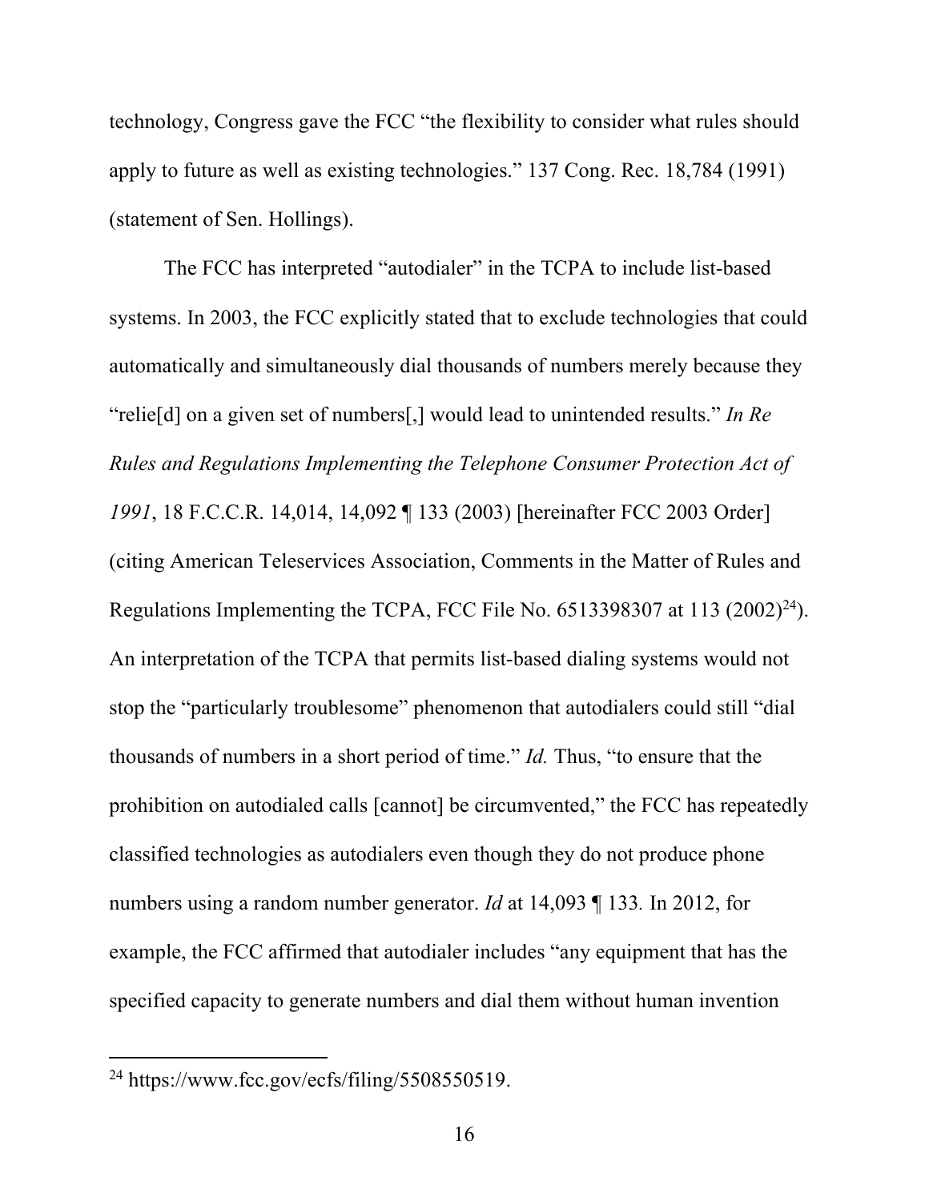technology, Congress gave the FCC "the flexibility to consider what rules should apply to future as well as existing technologies." 137 Cong. Rec. 18,784 (1991) (statement of Sen. Hollings).

The FCC has interpreted "autodialer" in the TCPA to include list-based systems. In 2003, the FCC explicitly stated that to exclude technologies that could automatically and simultaneously dial thousands of numbers merely because they "relie[d] on a given set of numbers[,] would lead to unintended results." *In Re Rules and Regulations Implementing the Telephone Consumer Protection Act of 1991*, 18 F.C.C.R. 14,014, 14,092 ¶ 133 (2003) [hereinafter FCC 2003 Order] (citing American Teleservices Association, Comments in the Matter of Rules and Regulations Implementing the TCPA, FCC File No. 6513398307 at 113 (2002)[24]). An interpretation of the TCPA that permits list-based dialing systems would not stop the "particularly troublesome" phenomenon that autodialers could still "dial thousands of numbers in a short period of time." *Id.* Thus, "to ensure that the prohibition on autodialed calls [cannot] be circumvented," the FCC has repeatedly classified technologies as autodialers even though they do not produce phone numbers using a random number generator. *Id* at 14,093 ¶ 133. In 2012, for example, the FCC affirmed that autodialer includes "any equipment that has the specified capacity to generate numbers and dial them without human invention

[24] https://www.fcc.gov/ecfs/filing/5508550519.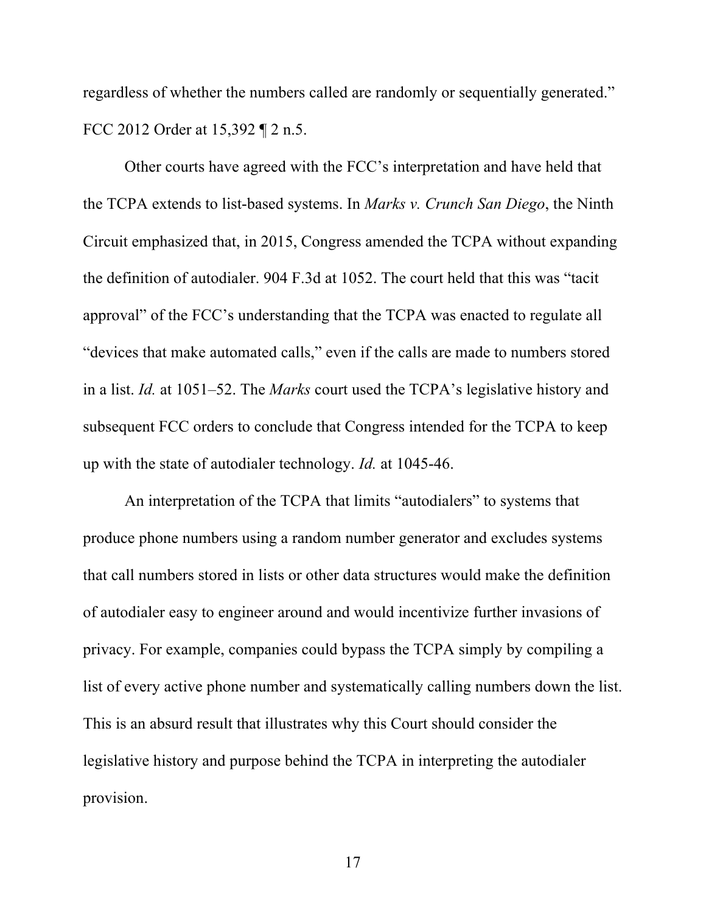regardless of whether the numbers called are randomly or sequentially generated." FCC 2012 Order at 15,392 ¶ 2 n.5.

Other courts have agreed with the FCC's interpretation and have held that the TCPA extends to list-based systems. In *Marks v. Crunch San Diego*, the Ninth Circuit emphasized that, in 2015, Congress amended the TCPA without expanding the definition of autodialer. 904 F.3d at 1052. The court held that this was "tacit approval" of the FCC's understanding that the TCPA was enacted to regulate all "devices that make automated calls," even if the calls are made to numbers stored in a list. *Id.* at 1051–52. The *Marks* court used the TCPA's legislative history and subsequent FCC orders to conclude that Congress intended for the TCPA to keep up with the state of autodialer technology. *Id.* at 1045-46.

An interpretation of the TCPA that limits "autodialers" to systems that produce phone numbers using a random number generator and excludes systems that call numbers stored in lists or other data structures would make the definition of autodialer easy to engineer around and would incentivize further invasions of privacy. For example, companies could bypass the TCPA simply by compiling a list of every active phone number and systematically calling numbers down the list. This is an absurd result that illustrates why this Court should consider the legislative history and purpose behind the TCPA in interpreting the autodialer provision.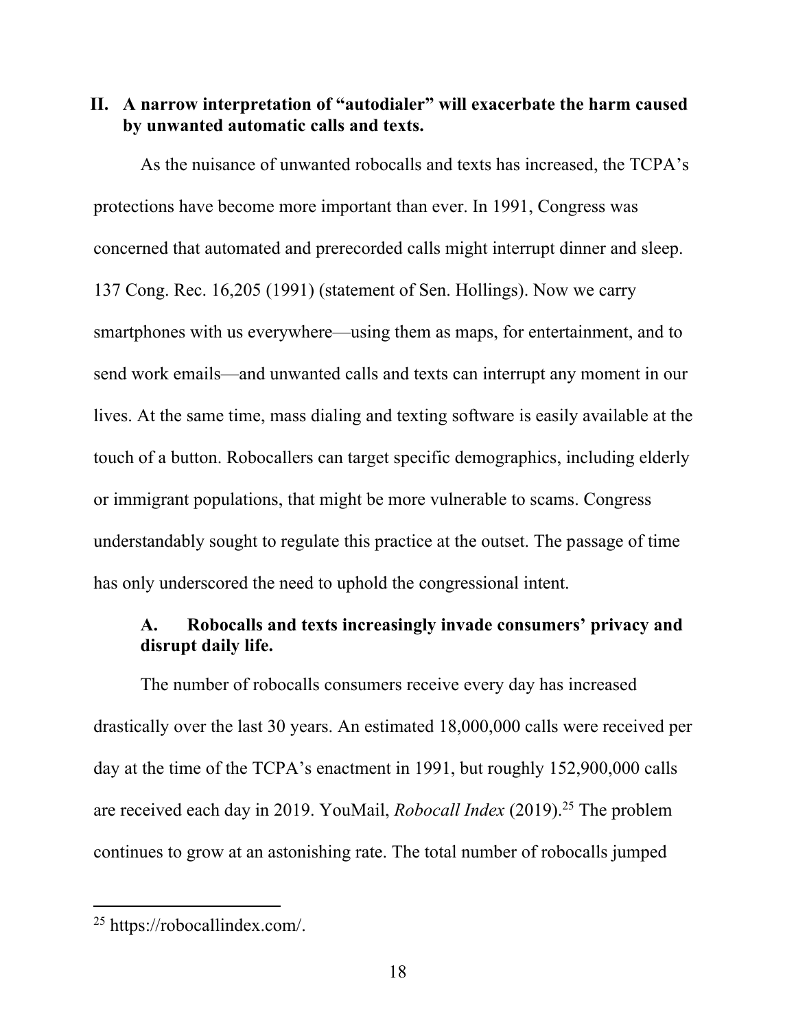## II. A narrow interpretation of "autodialer" will exacerbate the harm caused by unwanted automatic calls and texts.

As the nuisance of unwanted robocalls and texts has increased, the TCPA's protections have become more important than ever. In 1991, Congress was concerned that automated and prerecorded calls might interrupt dinner and sleep. 137 Cong. Rec. 16,205 (1991) (statement of Sen. Hollings). Now we carry smartphones with us everywhere—using them as maps, for entertainment, and to send work emails—and unwanted calls and texts can interrupt any moment in our lives. At the same time, mass dialing and texting software is easily available at the touch of a button. Robocallers can target specific demographics, including elderly or immigrant populations, that might be more vulnerable to scams. Congress understandably sought to regulate this practice at the outset. The passage of time has only underscored the need to uphold the congressional intent.

### A. Robocalls and texts increasingly invade consumers' privacy and disrupt daily life.

The number of robocalls consumers receive every day has increased drastically over the last 30 years. An estimated 18,000,000 calls were received per day at the time of the TCPA's enactment in 1991, but roughly 152,900,000 calls are received each day in 2019. YouMail, *Robocall Index* (2019).[25] The problem continues to grow at an astonishing rate. The total number of robocalls jumped

---

[25] https://robocallindex.com/.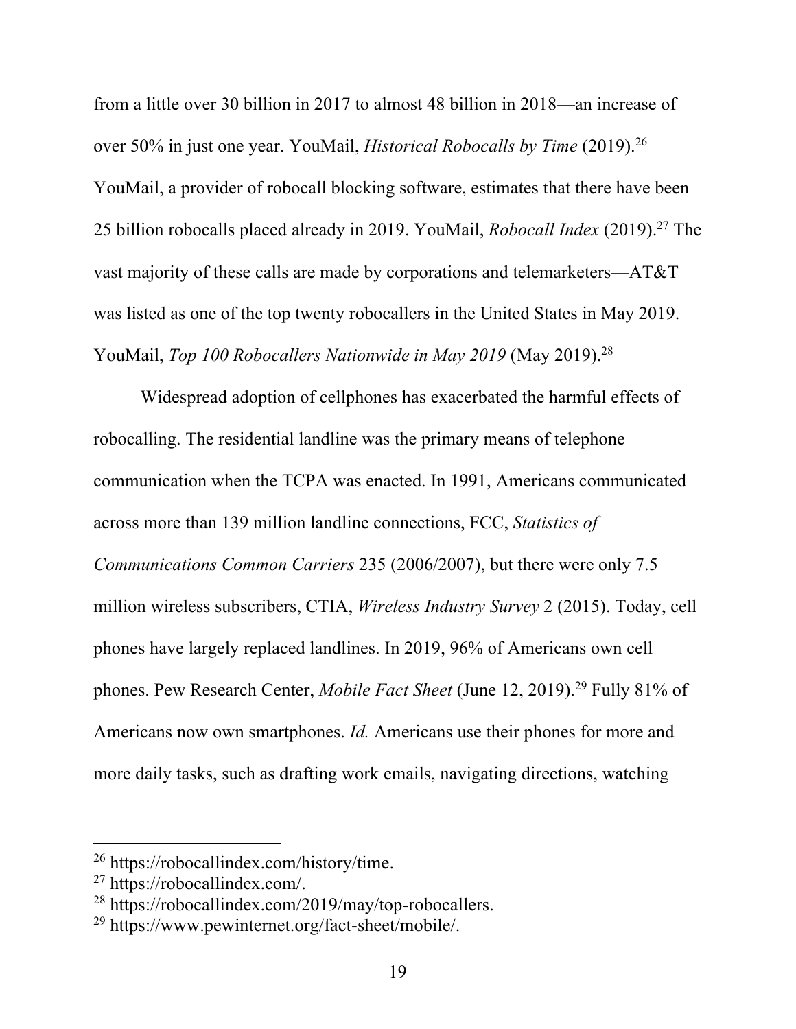from a little over 30 billion in 2017 to almost 48 billion in 2018—an increase of over 50% in just one year. YouMail, *Historical Robocalls by Time* (2019).[26] YouMail, a provider of robocall blocking software, estimates that there have been 25 billion robocalls placed already in 2019. YouMail, *Robocall Index* (2019).[27] The vast majority of these calls are made by corporations and telemarketers—AT&T was listed as one of the top twenty robocallers in the United States in May 2019. YouMail, *Top 100 Robocallers Nationwide in May 2019* (May 2019).[28]

Widespread adoption of cellphones has exacerbated the harmful effects of robocalling. The residential landline was the primary means of telephone communication when the TCPA was enacted. In 1991, Americans communicated across more than 139 million landline connections, FCC, *Statistics of Communications Common Carriers* 235 (2006/2007), but there were only 7.5 million wireless subscribers, CTIA, *Wireless Industry Survey* 2 (2015). Today, cell phones have largely replaced landlines. In 2019, 96% of Americans own cell phones. Pew Research Center, *Mobile Fact Sheet* (June 12, 2019).[29] Fully 81% of Americans now own smartphones. *Id.* Americans use their phones for more and more daily tasks, such as drafting work emails, navigating directions, watching

---

[26] https://robocallindex.com/history/time.

[27] https://robocallindex.com/.

[28] https://robocallindex.com/2019/may/top-robocallers.

[29] https://www.pewinternet.org/fact-sheet/mobile/.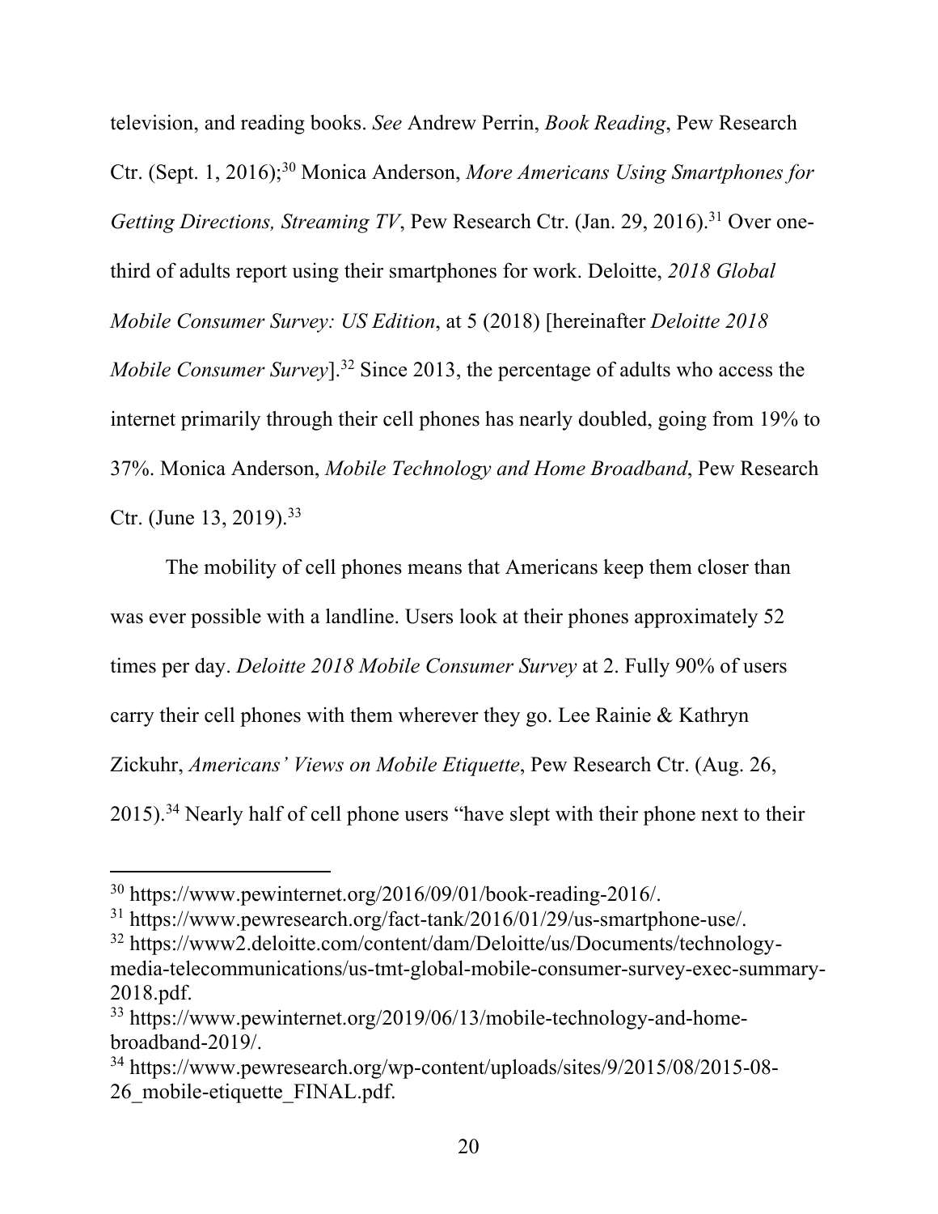television, and reading books. *See* Andrew Perrin, *Book Reading*, Pew Research Ctr. (Sept. 1, 2016);[30] Monica Anderson, *More Americans Using Smartphones for Getting Directions, Streaming TV*, Pew Research Ctr. (Jan. 29, 2016).[31] Over one-third of adults report using their smartphones for work. Deloitte, *2018 Global Mobile Consumer Survey: US Edition*, at 5 (2018) [hereinafter *Deloitte 2018 Mobile Consumer Survey*].[32] Since 2013, the percentage of adults who access the internet primarily through their cell phones has nearly doubled, going from 19% to 37%. Monica Anderson, *Mobile Technology and Home Broadband*, Pew Research Ctr. (June 13, 2019).[33]

The mobility of cell phones means that Americans keep them closer than was ever possible with a landline. Users look at their phones approximately 52 times per day. *Deloitte 2018 Mobile Consumer Survey* at 2. Fully 90% of users carry their cell phones with them wherever they go. Lee Rainie & Kathryn Zickuhr, *Americans' Views on Mobile Etiquette*, Pew Research Ctr. (Aug. 26, 2015).[34] Nearly half of cell phone users "have slept with their phone next to their

---

[30] https://www.pewinternet.org/2016/09/01/book-reading-2016/.

[31] https://www.pewresearch.org/fact-tank/2016/01/29/us-smartphone-use/.

[32] https://www2.deloitte.com/content/dam/Deloitte/us/Documents/technology-media-telecommunications/us-tmt-global-mobile-consumer-survey-exec-summary-2018.pdf.

[33] https://www.pewinternet.org/2019/06/13/mobile-technology-and-home-broadband-2019/.

[34] https://www.pewresearch.org/wp-content/uploads/sites/9/2015/08/2015-08-26_mobile-etiquette_FINAL.pdf.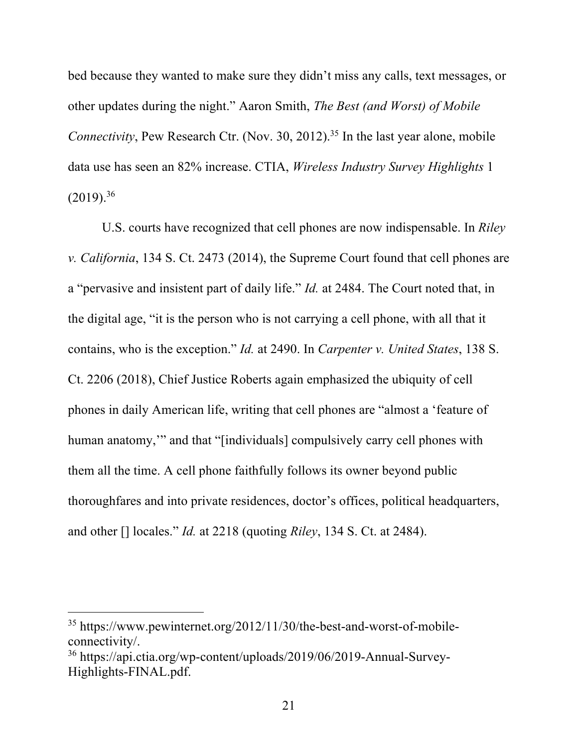bed because they wanted to make sure they didn't miss any calls, text messages, or other updates during the night." Aaron Smith, *The Best (and Worst) of Mobile Connectivity*, Pew Research Ctr. (Nov. 30, 2012).[35] In the last year alone, mobile data use has seen an 82% increase. CTIA, *Wireless Industry Survey Highlights* 1 (2019).[36]

U.S. courts have recognized that cell phones are now indispensable. In *Riley v. California*, 134 S. Ct. 2473 (2014), the Supreme Court found that cell phones are a "pervasive and insistent part of daily life." *Id.* at 2484. The Court noted that, in the digital age, "it is the person who is not carrying a cell phone, with all that it contains, who is the exception." *Id.* at 2490. In *Carpenter v. United States*, 138 S. Ct. 2206 (2018), Chief Justice Roberts again emphasized the ubiquity of cell phones in daily American life, writing that cell phones are "almost a 'feature of human anatomy,'" and that "[individuals] compulsively carry cell phones with them all the time. A cell phone faithfully follows its owner beyond public thoroughfares and into private residences, doctor's offices, political headquarters, and other [] locales." *Id.* at 2218 (quoting *Riley*, 134 S. Ct. at 2484).

---

[35] https://www.pewinternet.org/2012/11/30/the-best-and-worst-of-mobile-connectivity/.

[36] https://api.ctia.org/wp-content/uploads/2019/06/2019-Annual-Survey-Highlights-FINAL.pdf.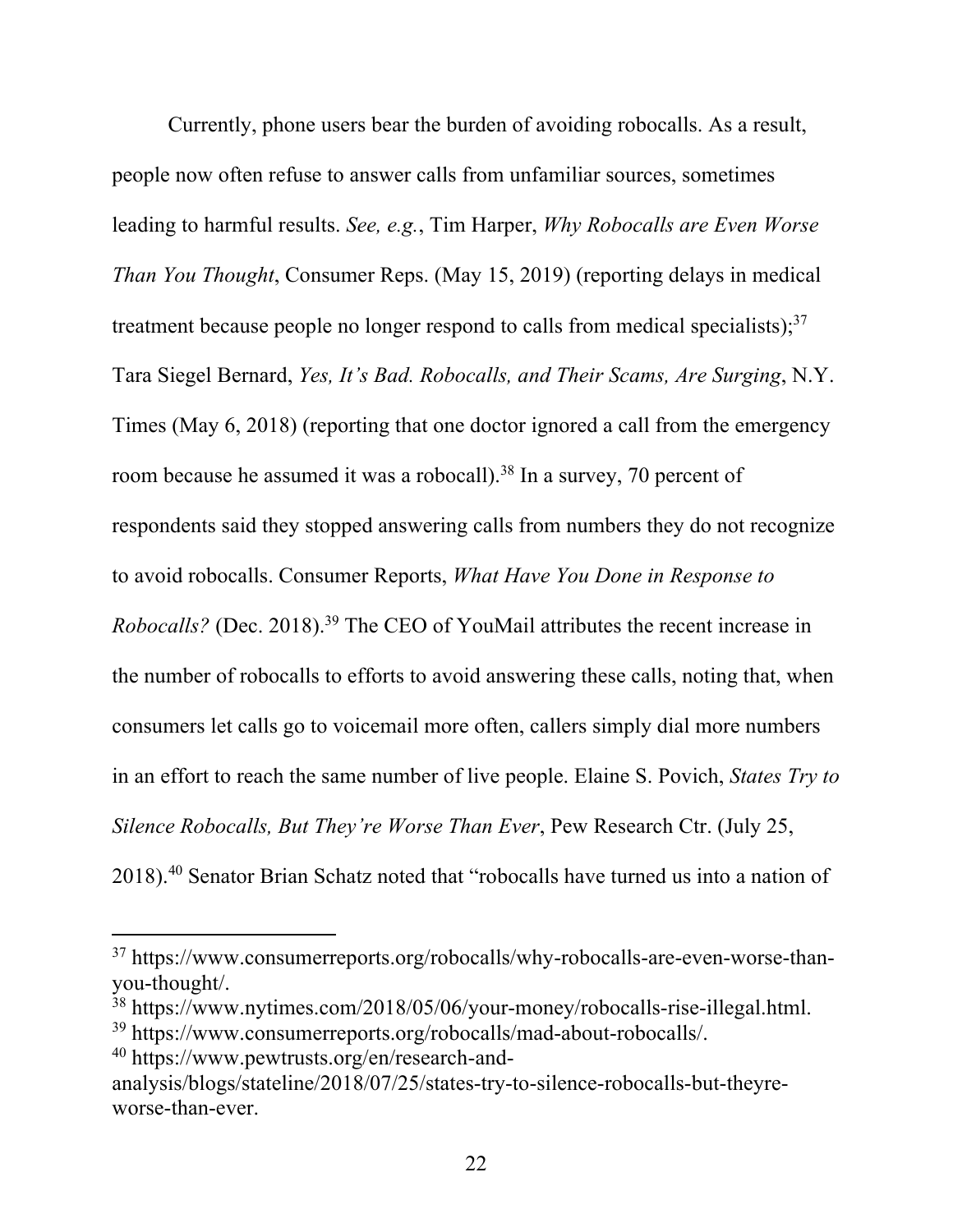Currently, phone users bear the burden of avoiding robocalls. As a result, people now often refuse to answer calls from unfamiliar sources, sometimes leading to harmful results. *See, e.g.*, Tim Harper, *Why Robocalls are Even Worse Than You Thought*, Consumer Reps. (May 15, 2019) (reporting delays in medical treatment because people no longer respond to calls from medical specialists);[37] Tara Siegel Bernard, *Yes, It's Bad. Robocalls, and Their Scams, Are Surging*, N.Y. Times (May 6, 2018) (reporting that one doctor ignored a call from the emergency room because he assumed it was a robocall).[38] In a survey, 70 percent of respondents said they stopped answering calls from numbers they do not recognize to avoid robocalls. Consumer Reports, *What Have You Done in Response to Robocalls?* (Dec. 2018).[39] The CEO of YouMail attributes the recent increase in the number of robocalls to efforts to avoid answering these calls, noting that, when consumers let calls go to voicemail more often, callers simply dial more numbers in an effort to reach the same number of live people. Elaine S. Povich, *States Try to Silence Robocalls, But They're Worse Than Ever*, Pew Research Ctr. (July 25, 2018).[40] Senator Brian Schatz noted that "robocalls have turned us into a nation of

---

[37] https://www.consumerreports.org/robocalls/why-robocalls-are-even-worse-than-you-thought/.

[38] https://www.nytimes.com/2018/05/06/your-money/robocalls-rise-illegal.html.

[39] https://www.consumerreports.org/robocalls/mad-about-robocalls/.

[40] https://www.pewtrusts.org/en/research-and-analysis/blogs/stateline/2018/07/25/states-try-to-silence-robocalls-but-theyre-worse-than-ever.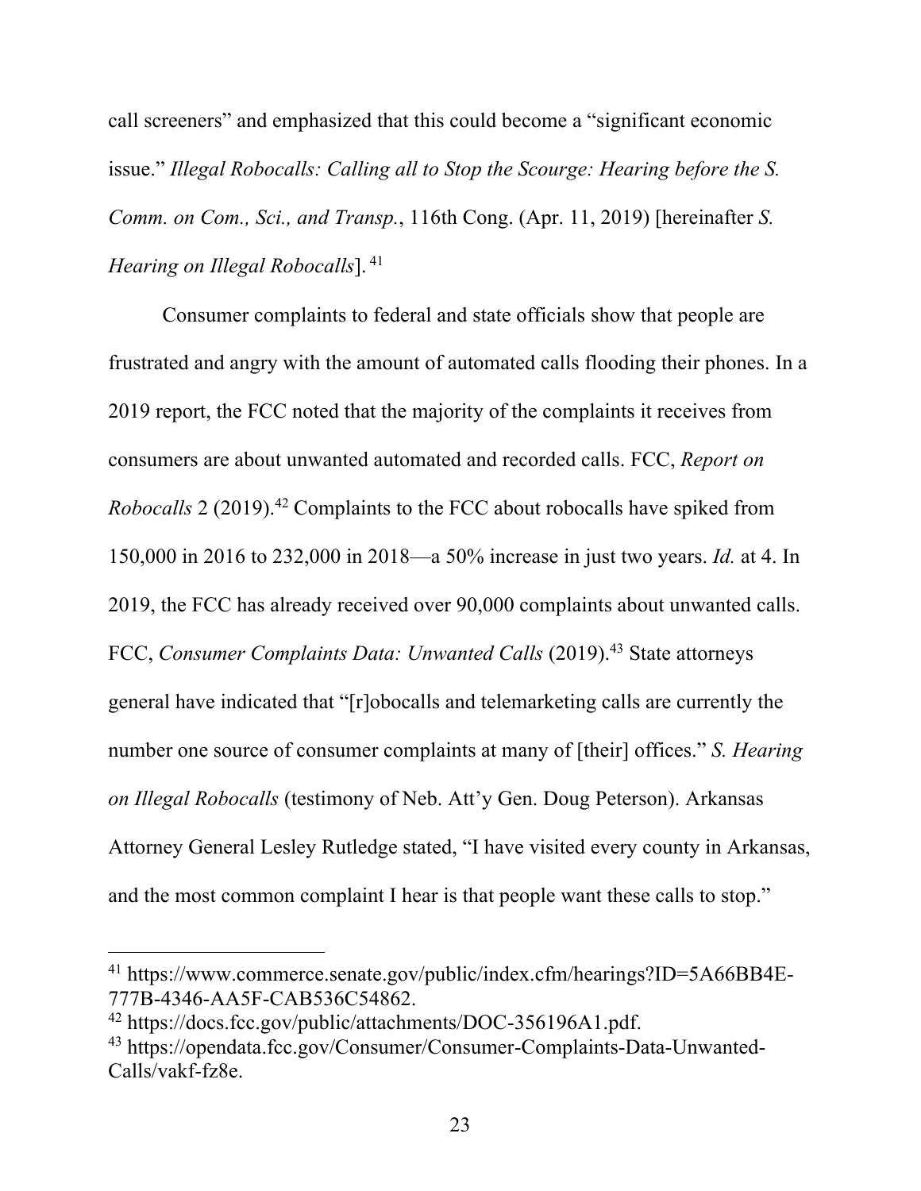call screeners" and emphasized that this could become a "significant economic issue." *Illegal Robocalls: Calling all to Stop the Scourge: Hearing before the S. Comm. on Com., Sci., and Transp.*, 116th Cong. (Apr. 11, 2019) [hereinafter *S. Hearing on Illegal Robocalls*].[41]

Consumer complaints to federal and state officials show that people are frustrated and angry with the amount of automated calls flooding their phones. In a 2019 report, the FCC noted that the majority of the complaints it receives from consumers are about unwanted automated and recorded calls. FCC, *Report on Robocalls* 2 (2019).[42] Complaints to the FCC about robocalls have spiked from 150,000 in 2016 to 232,000 in 2018—a 50% increase in just two years. *Id.* at 4. In 2019, the FCC has already received over 90,000 complaints about unwanted calls. FCC, *Consumer Complaints Data: Unwanted Calls* (2019).[43] State attorneys general have indicated that "[r]obocalls and telemarketing calls are currently the number one source of consumer complaints at many of [their] offices." *S. Hearing on Illegal Robocalls* (testimony of Neb. Att'y Gen. Doug Peterson). Arkansas Attorney General Lesley Rutledge stated, "I have visited every county in Arkansas, and the most common complaint I hear is that people want these calls to stop."

---

[41] https://www.commerce.senate.gov/public/index.cfm/hearings?ID=5A66BB4E-777B-4346-AA5F-CAB536C54862.

[42] https://docs.fcc.gov/public/attachments/DOC-356196A1.pdf.

[43] https://opendata.fcc.gov/Consumer/Consumer-Complaints-Data-Unwanted-Calls/vakf-fz8e.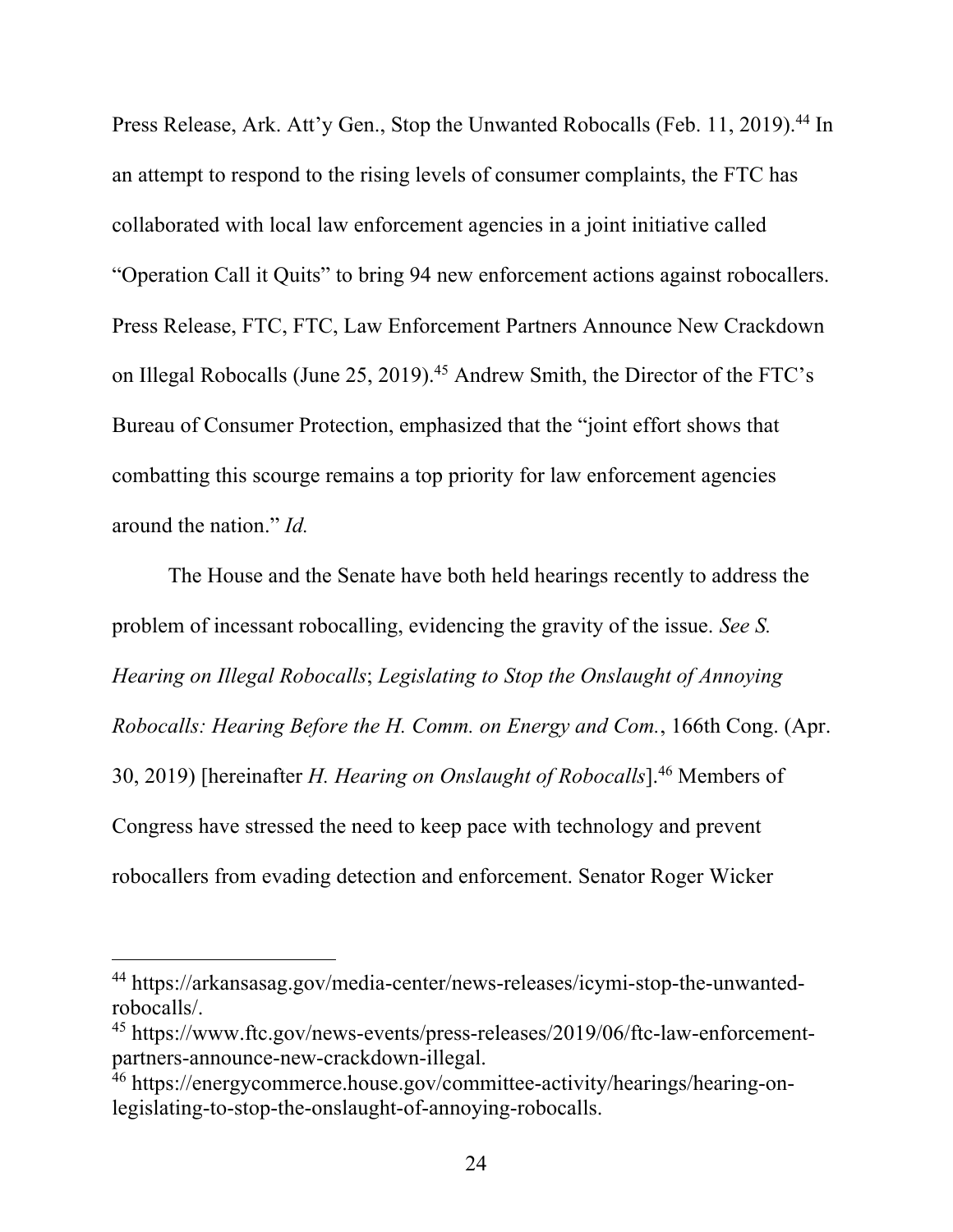Press Release, Ark. Att'y Gen., Stop the Unwanted Robocalls (Feb. 11, 2019).[44] In an attempt to respond to the rising levels of consumer complaints, the FTC has collaborated with local law enforcement agencies in a joint initiative called "Operation Call it Quits" to bring 94 new enforcement actions against robocallers. Press Release, FTC, FTC, Law Enforcement Partners Announce New Crackdown on Illegal Robocalls (June 25, 2019).[45] Andrew Smith, the Director of the FTC's Bureau of Consumer Protection, emphasized that the "joint effort shows that combatting this scourge remains a top priority for law enforcement agencies around the nation." *Id.*

The House and the Senate have both held hearings recently to address the problem of incessant robocalling, evidencing the gravity of the issue. *See S. Hearing on Illegal Robocalls*; *Legislating to Stop the Onslaught of Annoying Robocalls: Hearing Before the H. Comm. on Energy and Com.*, 166th Cong. (Apr. 30, 2019) [hereinafter *H. Hearing on Onslaught of Robocalls*].[46] Members of Congress have stressed the need to keep pace with technology and prevent robocallers from evading detection and enforcement. Senator Roger Wicker

---

[44] https://arkansasag.gov/media-center/news-releases/icymi-stop-the-unwanted-robocalls/.

[45] https://www.ftc.gov/news-events/press-releases/2019/06/ftc-law-enforcement-partners-announce-new-crackdown-illegal.

[46] https://energycommerce.house.gov/committee-activity/hearings/hearing-on-legislating-to-stop-the-onslaught-of-annoying-robocalls.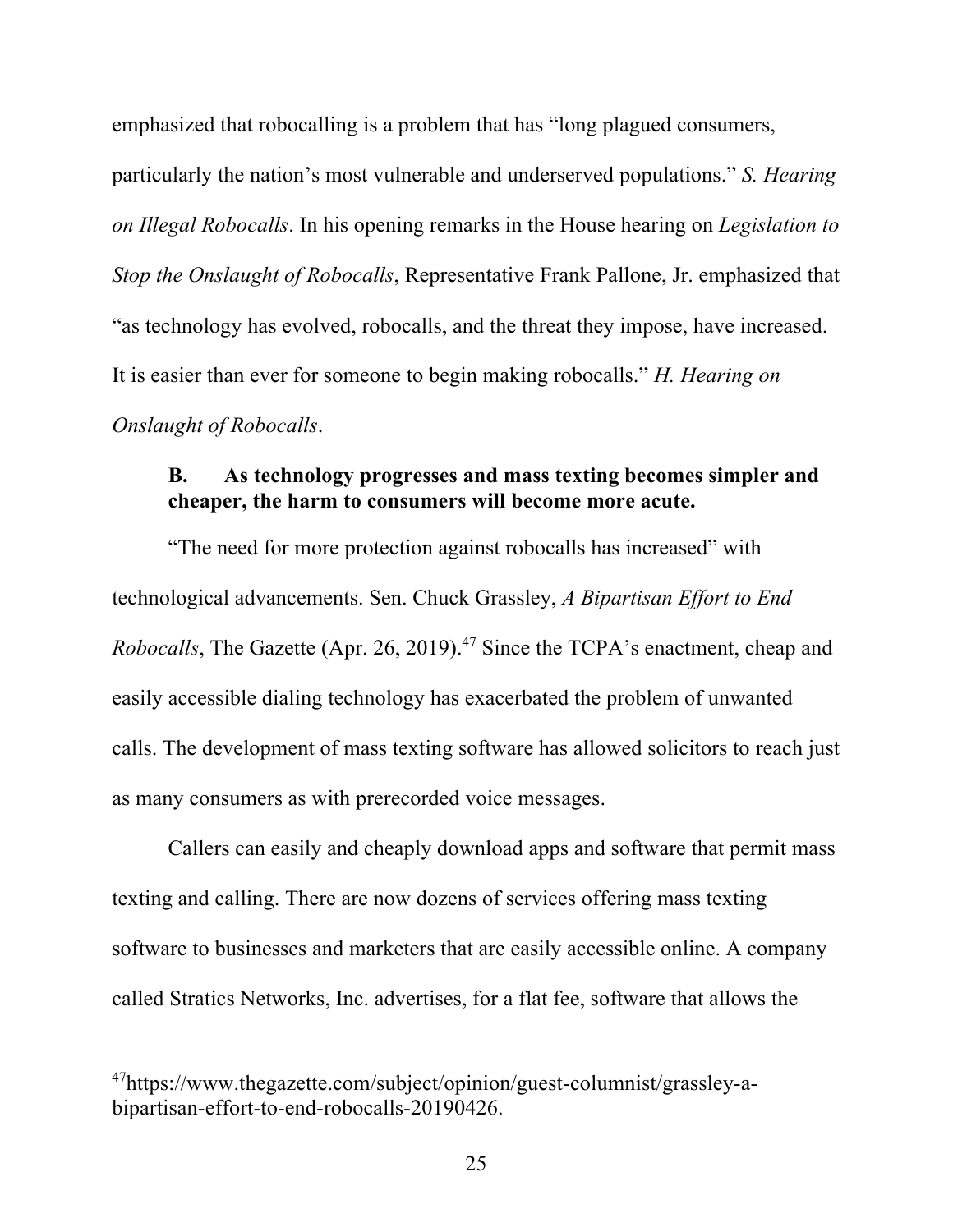emphasized that robocalling is a problem that has "long plagued consumers, particularly the nation's most vulnerable and underserved populations." *S. Hearing on Illegal Robocalls*. In his opening remarks in the House hearing on *Legislation to Stop the Onslaught of Robocalls*, Representative Frank Pallone, Jr. emphasized that "as technology has evolved, robocalls, and the threat they impose, have increased. It is easier than ever for someone to begin making robocalls." *H. Hearing on Onslaught of Robocalls*.

### B. As technology progresses and mass texting becomes simpler and cheaper, the harm to consumers will become more acute.

"The need for more protection against robocalls has increased" with technological advancements. Sen. Chuck Grassley, *A Bipartisan Effort to End Robocalls*, The Gazette (Apr. 26, 2019).[47] Since the TCPA's enactment, cheap and easily accessible dialing technology has exacerbated the problem of unwanted calls. The development of mass texting software has allowed solicitors to reach just as many consumers as with prerecorded voice messages.

Callers can easily and cheaply download apps and software that permit mass texting and calling. There are now dozens of services offering mass texting software to businesses and marketers that are easily accessible online. A company called Stratics Networks, Inc. advertises, for a flat fee, software that allows the

---

[47] https://www.thegazette.com/subject/opinion/guest-columnist/grassley-a-bipartisan-effort-to-end-robocalls-20190426.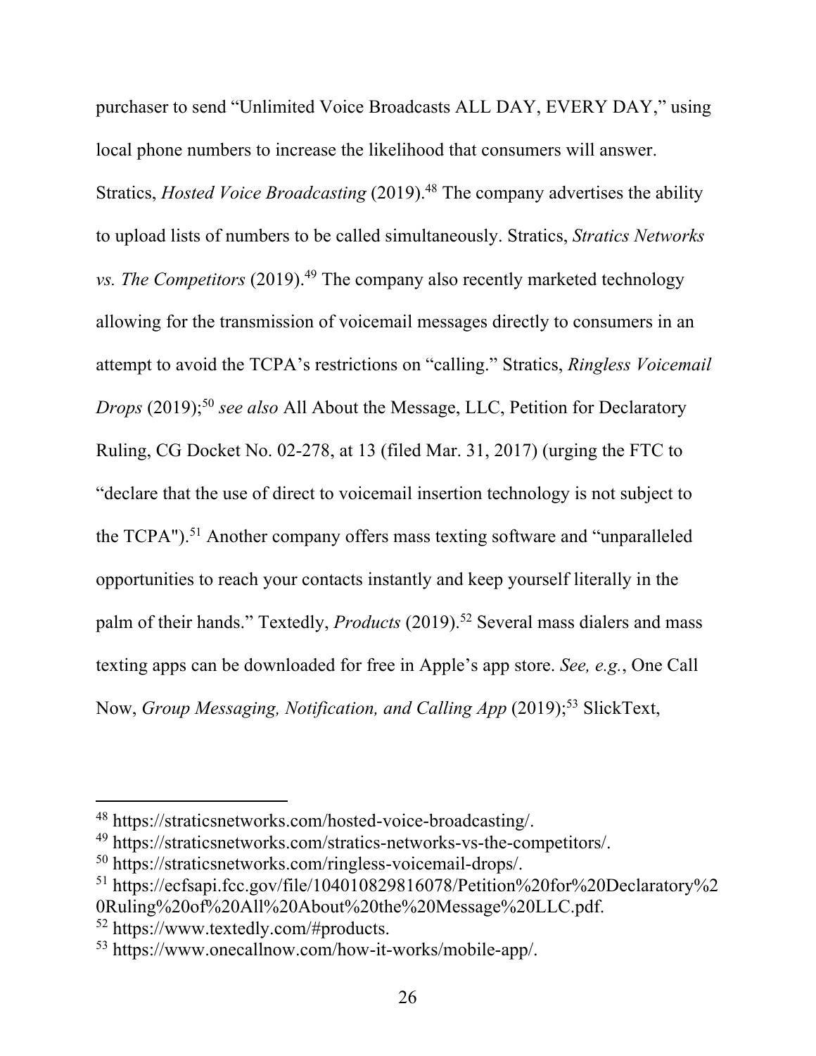purchaser to send "Unlimited Voice Broadcasts ALL DAY, EVERY DAY," using local phone numbers to increase the likelihood that consumers will answer. Stratics, *Hosted Voice Broadcasting* (2019).[48] The company advertises the ability to upload lists of numbers to be called simultaneously. Stratics, *Stratics Networks vs. The Competitors* (2019).[49] The company also recently marketed technology allowing for the transmission of voicemail messages directly to consumers in an attempt to avoid the TCPA's restrictions on "calling." Stratics, *Ringless Voicemail Drops* (2019);[50] *see also* All About the Message, LLC, Petition for Declaratory Ruling, CG Docket No. 02-278, at 13 (filed Mar. 31, 2017) (urging the FTC to "declare that the use of direct to voicemail insertion technology is not subject to the TCPA").[51] Another company offers mass texting software and "unparalleled opportunities to reach your contacts instantly and keep yourself literally in the palm of their hands." Textedly, *Products* (2019).[52] Several mass dialers and mass texting apps can be downloaded for free in Apple's app store. *See, e.g.*, One Call Now, *Group Messaging, Notification, and Calling App* (2019);[53] SlickText,

---

[48] https://straticsnetworks.com/hosted-voice-broadcasting/.

[49] https://straticsnetworks.com/stratics-networks-vs-the-competitors/.

[50] https://straticsnetworks.com/ringless-voicemail-drops/.

[51] https://ecfsapi.fcc.gov/file/104010829816078/Petition%20for%20Declaratory%20Ruling%20of%20All%20About%20the%20Message%20LLC.pdf.

[52] https://www.textedly.com/#products.

[53] https://www.onecallnow.com/how-it-works/mobile-app/.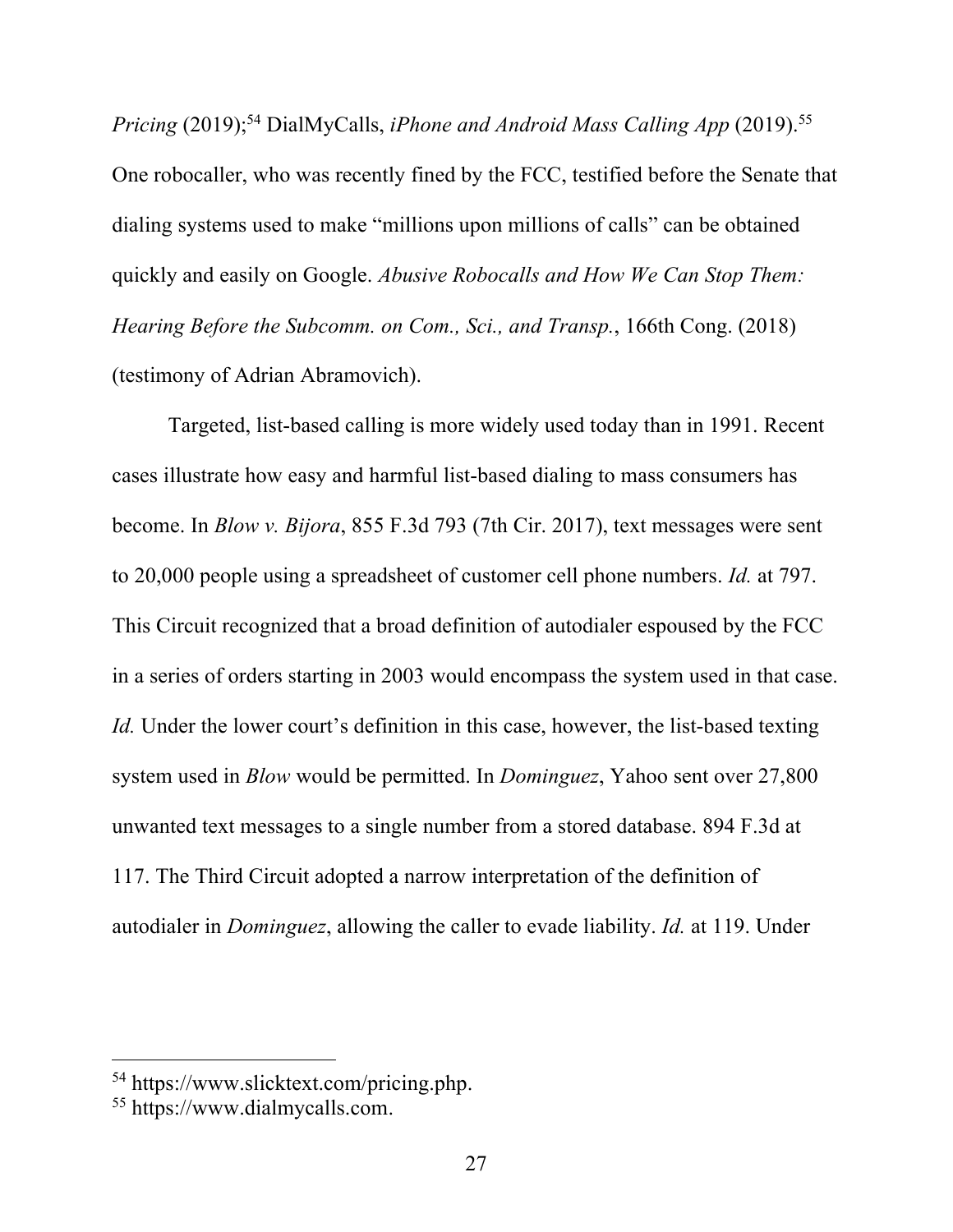*Pricing* (2019);[54] DialMyCalls, *iPhone and Android Mass Calling App* (2019).[55] One robocaller, who was recently fined by the FCC, testified before the Senate that dialing systems used to make "millions upon millions of calls" can be obtained quickly and easily on Google. *Abusive Robocalls and How We Can Stop Them: Hearing Before the Subcomm. on Com., Sci., and Transp.*, 166th Cong. (2018) (testimony of Adrian Abramovich).

Targeted, list-based calling is more widely used today than in 1991. Recent cases illustrate how easy and harmful list-based dialing to mass consumers has become. In *Blow v. Bijora*, 855 F.3d 793 (7th Cir. 2017), text messages were sent to 20,000 people using a spreadsheet of customer cell phone numbers. *Id.* at 797. This Circuit recognized that a broad definition of autodialer espoused by the FCC in a series of orders starting in 2003 would encompass the system used in that case. *Id.* Under the lower court's definition in this case, however, the list-based texting system used in *Blow* would be permitted. In *Dominguez*, Yahoo sent over 27,800 unwanted text messages to a single number from a stored database. 894 F.3d at 117. The Third Circuit adopted a narrow interpretation of the definition of autodialer in *Dominguez*, allowing the caller to evade liability. *Id.* at 119. Under

---

[54] https://www.slicktext.com/pricing.php.

[55] https://www.dialmycalls.com.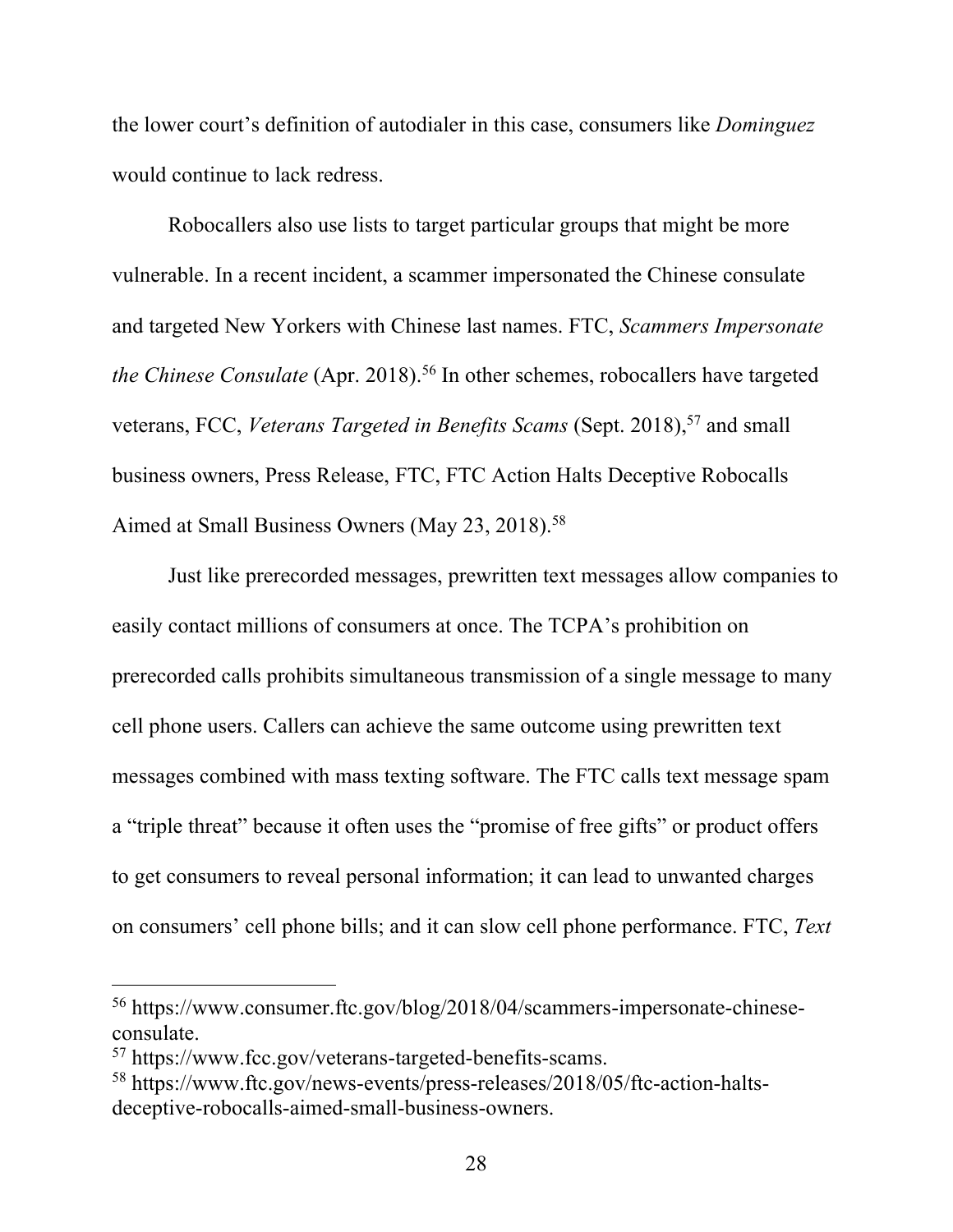the lower court's definition of autodialer in this case, consumers like *Dominguez* would continue to lack redress.

Robocallers also use lists to target particular groups that might be more vulnerable. In a recent incident, a scammer impersonated the Chinese consulate and targeted New Yorkers with Chinese last names. FTC, *Scammers Impersonate the Chinese Consulate* (Apr. 2018).[56] In other schemes, robocallers have targeted veterans, FCC, *Veterans Targeted in Benefits Scams* (Sept. 2018),[57] and small business owners, Press Release, FTC, FTC Action Halts Deceptive Robocalls Aimed at Small Business Owners (May 23, 2018).[58]

Just like prerecorded messages, prewritten text messages allow companies to easily contact millions of consumers at once. The TCPA's prohibition on prerecorded calls prohibits simultaneous transmission of a single message to many cell phone users. Callers can achieve the same outcome using prewritten text messages combined with mass texting software. The FTC calls text message spam a "triple threat" because it often uses the "promise of free gifts" or product offers to get consumers to reveal personal information; it can lead to unwanted charges on consumers' cell phone bills; and it can slow cell phone performance. FTC, *Text*

---

[56] https://www.consumer.ftc.gov/blog/2018/04/scammers-impersonate-chinese-consulate.

[57] https://www.fcc.gov/veterans-targeted-benefits-scams.

[58] https://www.ftc.gov/news-events/press-releases/2018/05/ftc-action-halts-deceptive-robocalls-aimed-small-business-owners.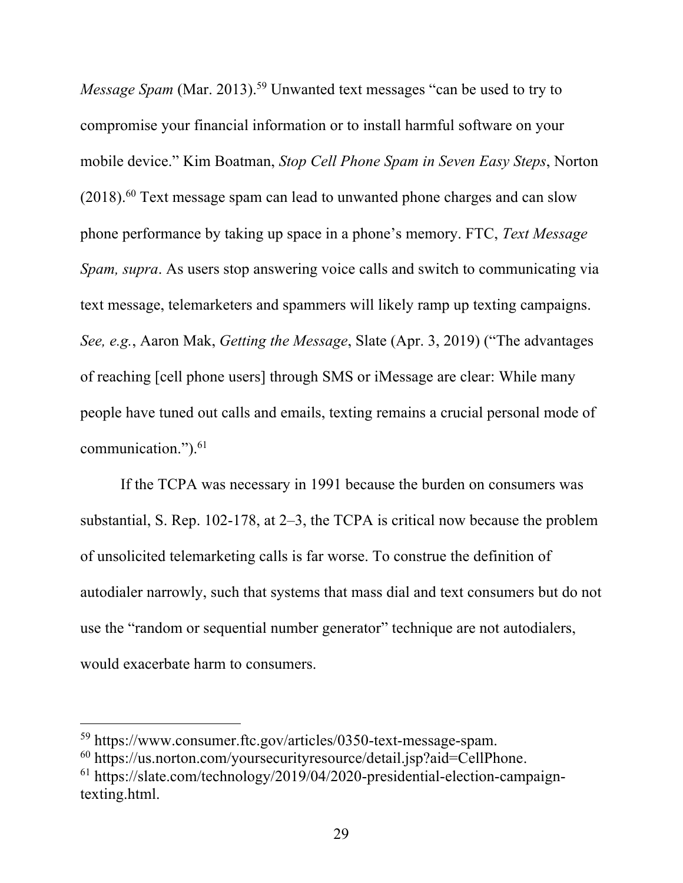*Message Spam* (Mar. 2013).[59] Unwanted text messages "can be used to try to compromise your financial information or to install harmful software on your mobile device." Kim Boatman, *Stop Cell Phone Spam in Seven Easy Steps*, Norton (2018).[60] Text message spam can lead to unwanted phone charges and can slow phone performance by taking up space in a phone's memory. FTC, *Text Message Spam, supra*. As users stop answering voice calls and switch to communicating via text message, telemarketers and spammers will likely ramp up texting campaigns. *See, e.g.*, Aaron Mak, *Getting the Message*, Slate (Apr. 3, 2019) ("The advantages of reaching [cell phone users] through SMS or iMessage are clear: While many people have tuned out calls and emails, texting remains a crucial personal mode of communication.").[61]

If the TCPA was necessary in 1991 because the burden on consumers was substantial, S. Rep. 102-178, at 2–3, the TCPA is critical now because the problem of unsolicited telemarketing calls is far worse. To construe the definition of autodialer narrowly, such that systems that mass dial and text consumers but do not use the "random or sequential number generator" technique are not autodialers, would exacerbate harm to consumers.

---

[59] https://www.consumer.ftc.gov/articles/0350-text-message-spam.

[60] https://us.norton.com/yoursecurityresource/detail.jsp?aid=CellPhone.

[61] https://slate.com/technology/2019/04/2020-presidential-election-campaign-texting.html.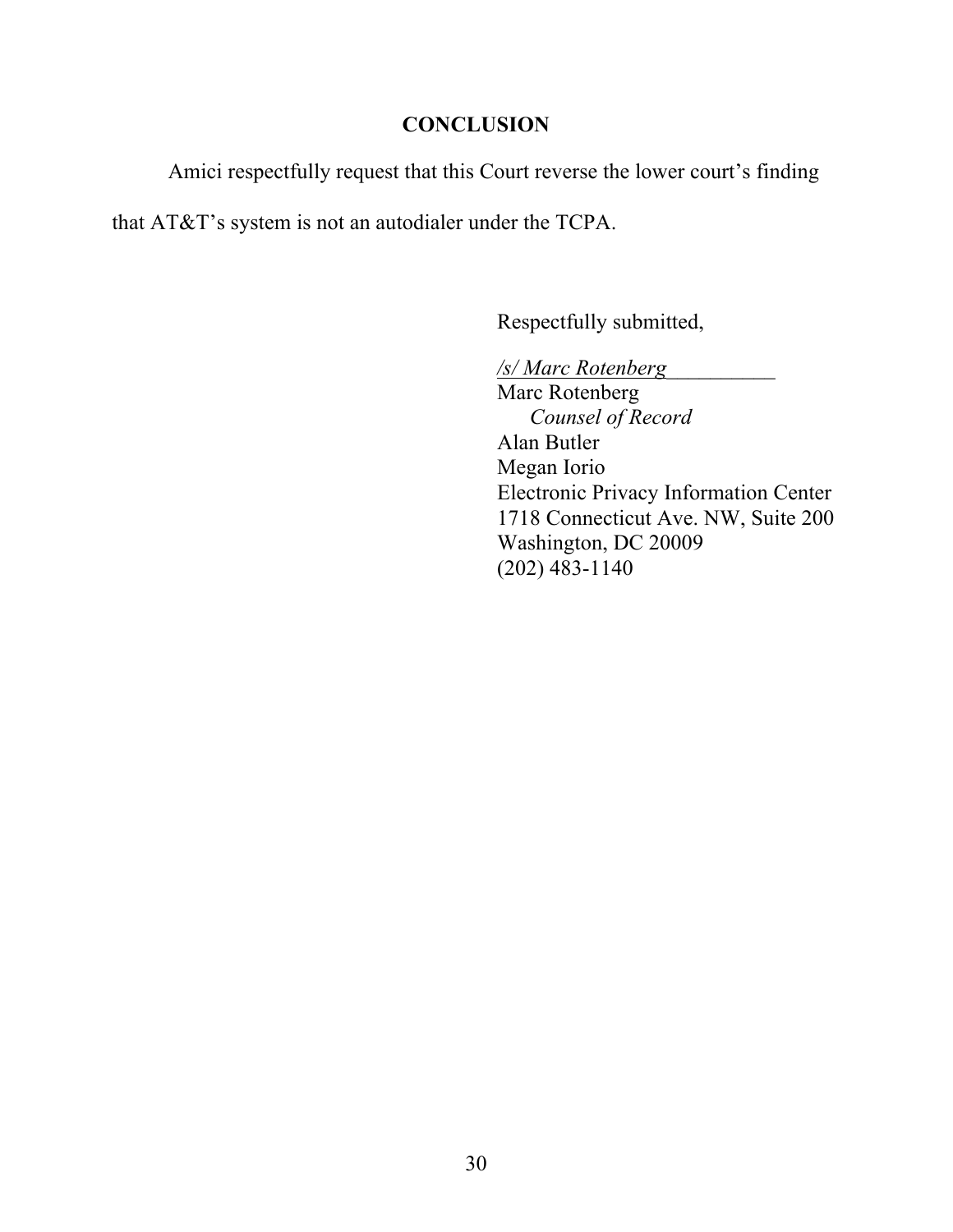## CONCLUSION

Amici respectfully request that this Court reverse the lower court's finding that AT&T's system is not an autodialer under the TCPA.

Respectfully submitted,

/s/ Marc Rotenberg__________
Marc Rotenberg
*Counsel of Record*
Alan Butler
Megan Iorio
Electronic Privacy Information Center
1718 Connecticut Ave. NW, Suite 200
Washington, DC 20009
(202) 483-1140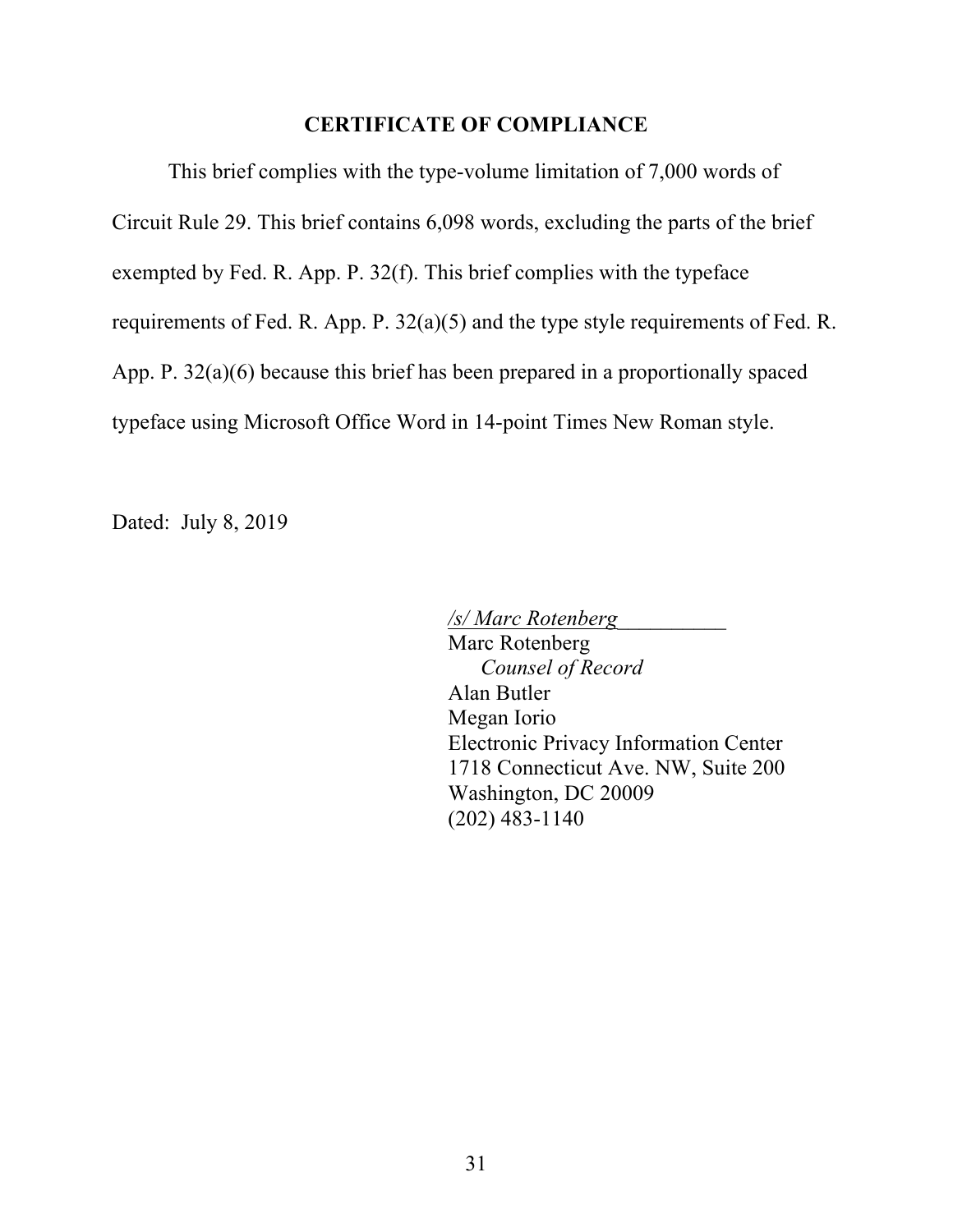## CERTIFICATE OF COMPLIANCE

This brief complies with the type-volume limitation of 7,000 words of Circuit Rule 29. This brief contains 6,098 words, excluding the parts of the brief exempted by Fed. R. App. P. 32(f). This brief complies with the typeface requirements of Fed. R. App. P. 32(a)(5) and the type style requirements of Fed. R. App. P. 32(a)(6) because this brief has been prepared in a proportionally spaced typeface using Microsoft Office Word in 14-point Times New Roman style.

Dated: July 8, 2019

*/s/ Marc Rotenberg*\_\_\_\_\_\_\_\_\_\_
Marc Rotenberg
*Counsel of Record*
Alan Butler
Megan Iorio
Electronic Privacy Information Center
1718 Connecticut Ave. NW, Suite 200
Washington, DC 20009
(202) 483-1140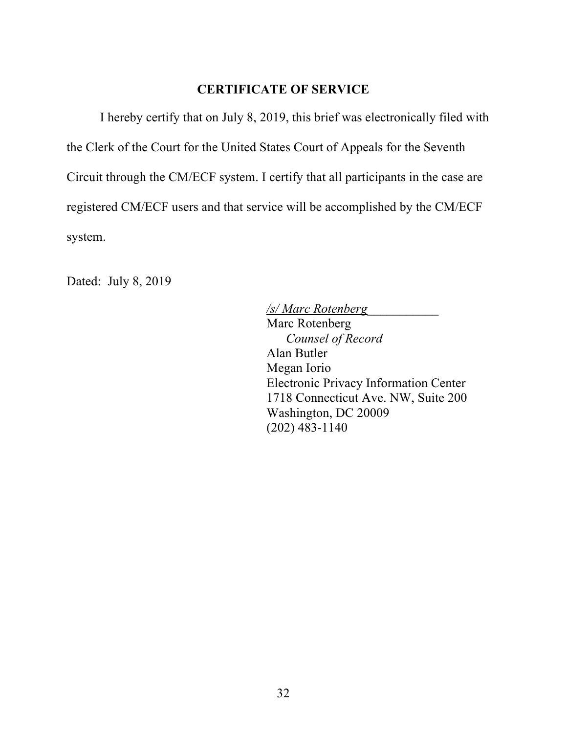## CERTIFICATE OF SERVICE

I hereby certify that on July 8, 2019, this brief was electronically filed with the Clerk of the Court for the United States Court of Appeals for the Seventh Circuit through the CM/ECF system. I certify that all participants in the case are registered CM/ECF users and that service will be accomplished by the CM/ECF system.

Dated: July 8, 2019

*/s/ Marc Rotenberg*
Marc Rotenberg
*Counsel of Record*
Alan Butler
Megan Iorio
Electronic Privacy Information Center
1718 Connecticut Ave. NW, Suite 200
Washington, DC 20009
(202) 483-1140